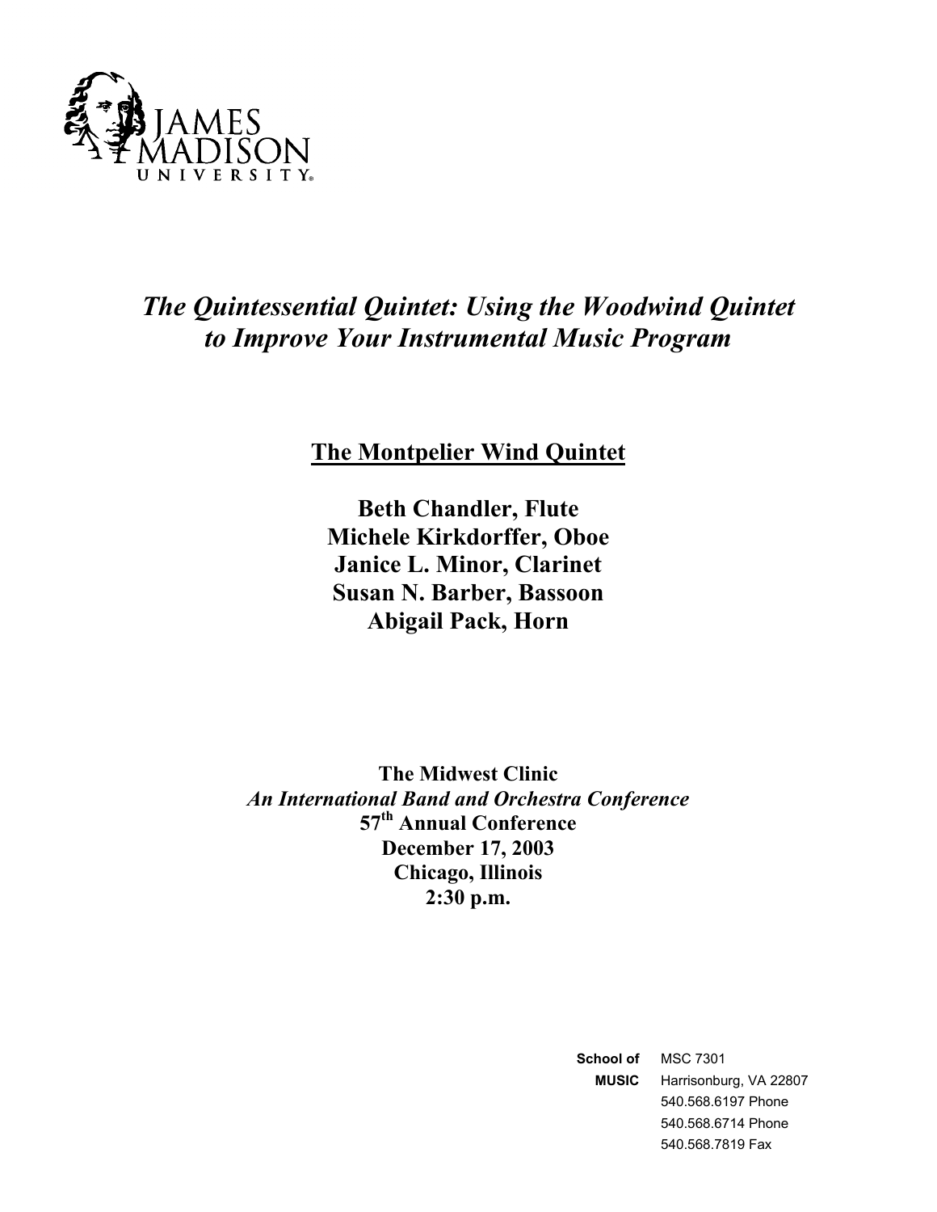JAMES MADISON UNIVERSITY

# *The Quintessential Quintet: Using the Woodwind Quintet to Improve Your Instrumental Music Program*

## The Montpelier Wind Quintet

**Beth Chandler, Flute**
**Michele Kirkdorffer, Oboe**
**Janice L. Minor, Clarinet**
**Susan N. Barber, Bassoon**
**Abigail Pack, Horn**

**The Midwest Clinic**
***An International Band and Orchestra Conference***
**57th Annual Conference**
**December 17, 2003**
**Chicago, Illinois**
**2:30 p.m.**

**School of MUSIC**
MSC 7301
Harrisonburg, VA 22807
540.568.6197 Phone
540.568.6714 Phone
540.568.7819 Fax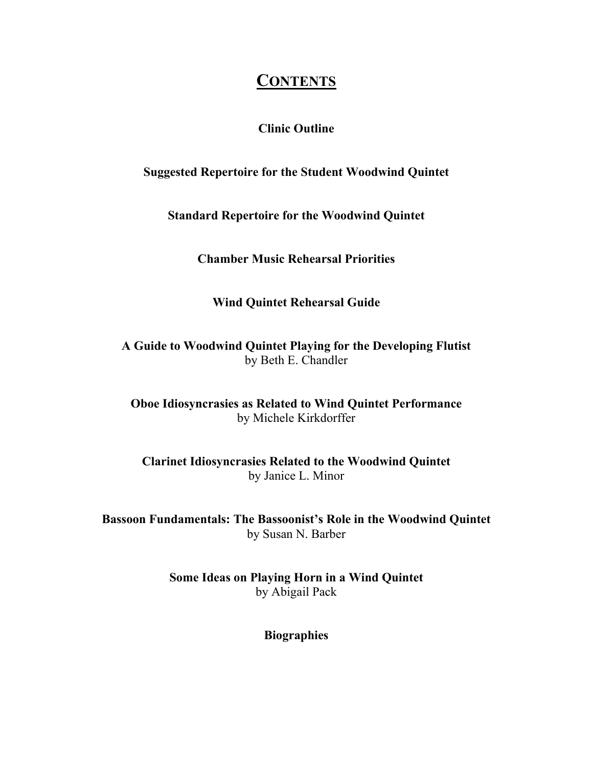# <u>Contents</u>

**Clinic Outline**

**Suggested Repertoire for the Student Woodwind Quintet**

**Standard Repertoire for the Woodwind Quintet**

**Chamber Music Rehearsal Priorities**

**Wind Quintet Rehearsal Guide**

**A Guide to Woodwind Quintet Playing for the Developing Flutist**
by Beth E. Chandler

**Oboe Idiosyncrasies as Related to Wind Quintet Performance**
by Michele Kirkdorffer

**Clarinet Idiosyncrasies Related to the Woodwind Quintet**
by Janice L. Minor

**Bassoon Fundamentals: The Bassoonist's Role in the Woodwind Quintet**
by Susan N. Barber

**Some Ideas on Playing Horn in a Wind Quintet**
by Abigail Pack

**Biographies**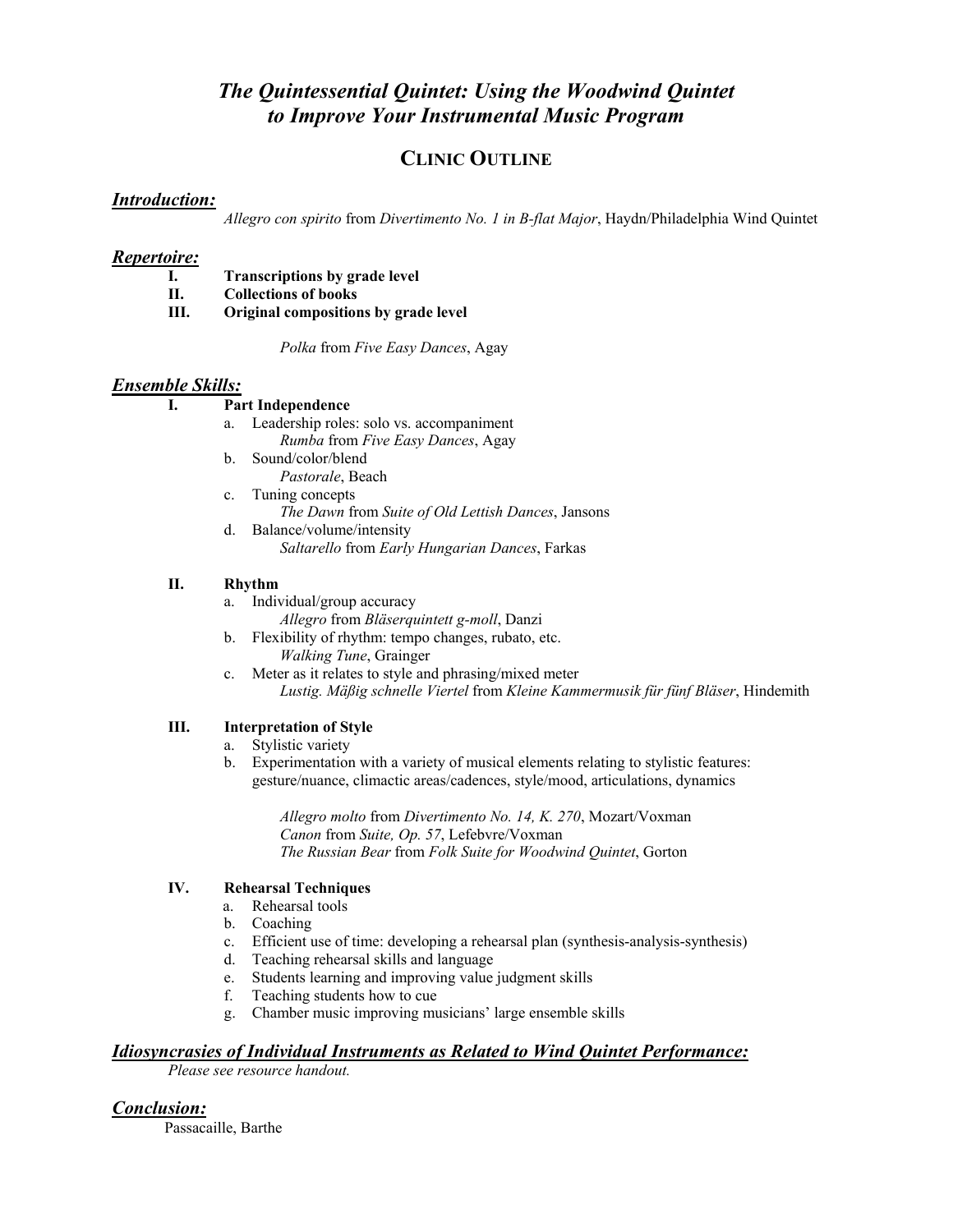# *The Quintessential Quintet: Using the Woodwind Quintet to Improve Your Instrumental Music Program*

## CLINIC OUTLINE

### ***Introduction:***

*Allegro con spirito* from *Divertimento No. 1 in B-flat Major*, Haydn/Philadelphia Wind Quintet

### ***Repertoire:***

- **I. Transcriptions by grade level**
- **II. Collections of books**
- **III. Original compositions by grade level**

*Polka* from *Five Easy Dances*, Agay

### ***Ensemble Skills:***

**I. Part Independence**

- a. Leadership roles: solo vs. accompaniment
  - *Rumba* from *Five Easy Dances*, Agay
- b. Sound/color/blend
  - *Pastorale*, Beach
- c. Tuning concepts
  - *The Dawn* from *Suite of Old Lettish Dances*, Jansons
- d. Balance/volume/intensity
  - *Saltarello* from *Early Hungarian Dances*, Farkas

**II. Rhythm**

- a. Individual/group accuracy
  - *Allegro* from *Bläserquintett g-moll*, Danzi
- b. Flexibility of rhythm: tempo changes, rubato, etc.
  - *Walking Tune*, Grainger
- c. Meter as it relates to style and phrasing/mixed meter
  - *Lustig. Mäßig schnelle Viertel* from *Kleine Kammermusik für fünf Bläser*, Hindemith

**III. Interpretation of Style**

- a. Stylistic variety
- b. Experimentation with a variety of musical elements relating to stylistic features: gesture/nuance, climactic areas/cadences, style/mood, articulations, dynamics

*Allegro molto* from *Divertimento No. 14, K. 270*, Mozart/Voxman
*Canon* from *Suite, Op. 57*, Lefebvre/Voxman
*The Russian Bear* from *Folk Suite for Woodwind Quintet*, Gorton

**IV. Rehearsal Techniques**

- a. Rehearsal tools
- b. Coaching
- c. Efficient use of time: developing a rehearsal plan (synthesis-analysis-synthesis)
- d. Teaching rehearsal skills and language
- e. Students learning and improving value judgment skills
- f. Teaching students how to cue
- g. Chamber music improving musicians' large ensemble skills

### ***Idiosyncrasies of Individual Instruments as Related to Wind Quintet Performance:***

*Please see resource handout.*

### ***Conclusion:***

Passacaille, Barthe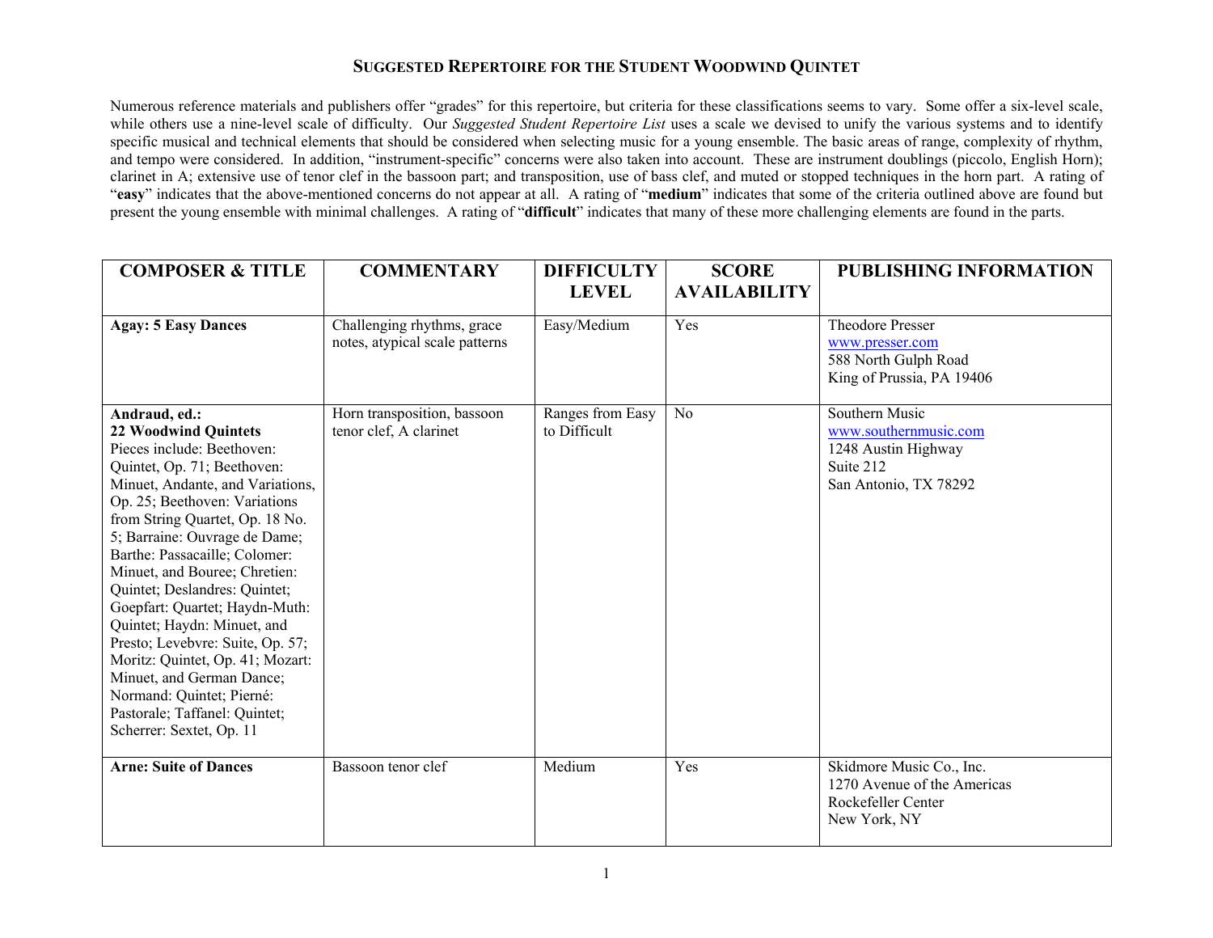## SUGGESTED REPERTOIRE FOR THE STUDENT WOODWIND QUINTET

Numerous reference materials and publishers offer "grades" for this repertoire, but criteria for these classifications seems to vary. Some offer a six-level scale, while others use a nine-level scale of difficulty. Our *Suggested Student Repertoire List* uses a scale we devised to unify the various systems and to identify specific musical and technical elements that should be considered when selecting music for a young ensemble. The basic areas of range, complexity of rhythm, and tempo were considered. In addition, "instrument-specific" concerns were also taken into account. These are instrument doublings (piccolo, English Horn); clarinet in A; extensive use of tenor clef in the bassoon part; and transposition, use of bass clef, and muted or stopped techniques in the horn part. A rating of "**easy**" indicates that the above-mentioned concerns do not appear at all. A rating of "**medium**" indicates that some of the criteria outlined above are found but present the young ensemble with minimal challenges. A rating of "**difficult**" indicates that many of these more challenging elements are found in the parts.

| COMPOSER & TITLE | COMMENTARY | DIFFICULTY LEVEL | SCORE AVAILABILITY | PUBLISHING INFORMATION |
|---|---|---|---|---|
| **Agay: 5 Easy Dances** | Challenging rhythms, grace notes, atypical scale patterns | Easy/Medium | Yes | Theodore Presser<br>www.presser.com<br>588 North Gulph Road<br>King of Prussia, PA 19406 |
| **Andraud, ed.:**<br>**22 Woodwind Quintets**<br>Pieces include: Beethoven: Quintet, Op. 71; Beethoven: Minuet, Andante, and Variations, Op. 25; Beethoven: Variations from String Quartet, Op. 18 No. 5; Barraine: Ouvrage de Dame; Barthe: Passacaille; Colomer: Minuet, and Bouree; Chretien: Quintet; Deslandres: Quintet; Goepfart: Quartet; Haydn-Muth: Quintet; Haydn: Minuet, and Presto; Levebvre: Suite, Op. 57; Moritz: Quintet, Op. 41; Mozart: Minuet, and German Dance; Normand: Quintet; Pierné: Pastorale; Taffanel: Quintet; Scherrer: Sextet, Op. 11 | Horn transposition, bassoon tenor clef, A clarinet | Ranges from Easy to Difficult | No | Southern Music<br>www.southernmusic.com<br>1248 Austin Highway<br>Suite 212<br>San Antonio, TX 78292 |
| **Arne: Suite of Dances** | Bassoon tenor clef | Medium | Yes | Skidmore Music Co., Inc.<br>1270 Avenue of the Americas<br>Rockefeller Center<br>New York, NY |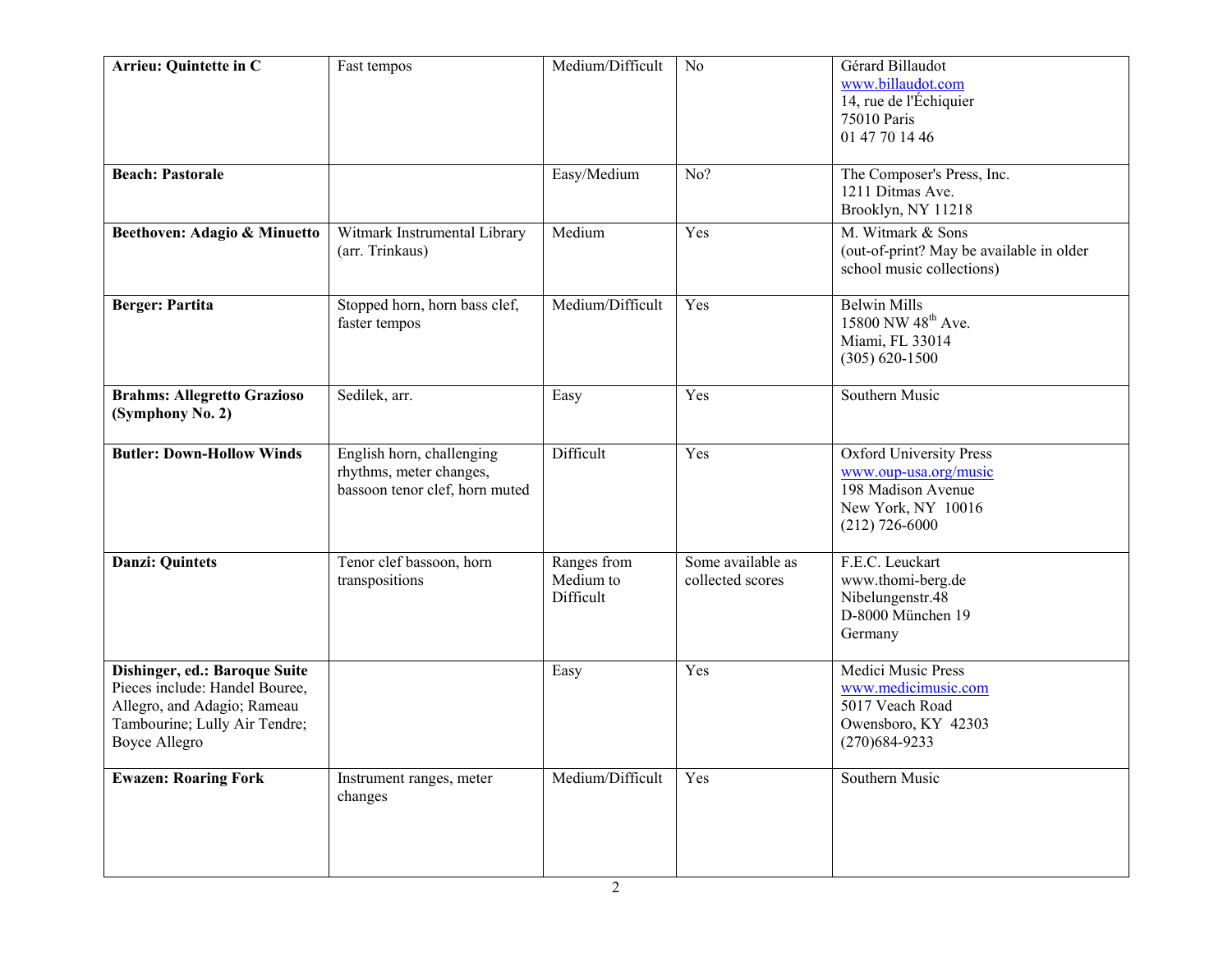| **Arrieu: Quintette in C** | Fast tempos | Medium/Difficult | No | Gérard Billaudot<br>www.billaudot.com<br>14, rue de l'Échiquier<br>75010 Paris<br>01 47 70 14 46 |
|---|---|---|---|---|
| **Beach: Pastorale** | | Easy/Medium | No? | The Composer's Press, Inc.<br>1211 Ditmas Ave.<br>Brooklyn, NY 11218 |
| **Beethoven: Adagio & Minuetto** | Witmark Instrumental Library (arr. Trinkaus) | Medium | Yes | M. Witmark & Sons<br>(out-of-print? May be available in older school music collections) |
| **Berger: Partita** | Stopped horn, horn bass clef, faster tempos | Medium/Difficult | Yes | Belwin Mills<br>15800 NW 48th Ave.<br>Miami, FL 33014<br>(305) 620-1500 |
| **Brahms: Allegretto Grazioso (Symphony No. 2)** | Sedilek, arr. | Easy | Yes | Southern Music |
| **Butler: Down-Hollow Winds** | English horn, challenging rhythms, meter changes, bassoon tenor clef, horn muted | Difficult | Yes | Oxford University Press<br>www.oup-usa.org/music<br>198 Madison Avenue<br>New York, NY 10016<br>(212) 726-6000 |
| **Danzi: Quintets** | Tenor clef bassoon, horn transpositions | Ranges from Medium to Difficult | Some available as collected scores | F.E.C. Leuckart<br>www.thomi-berg.de<br>Nibelungenstr.48<br>D-8000 München 19<br>Germany |
| **Dishinger, ed.: Baroque Suite** Pieces include: Handel Bouree, Allegro, and Adagio; Rameau Tambourine; Lully Air Tendre; Boyce Allegro | | Easy | Yes | Medici Music Press<br>www.medicimusic.com<br>5017 Veach Road<br>Owensboro, KY 42303<br>(270)684-9233 |
| **Ewazen: Roaring Fork** | Instrument ranges, meter changes | Medium/Difficult | Yes | Southern Music |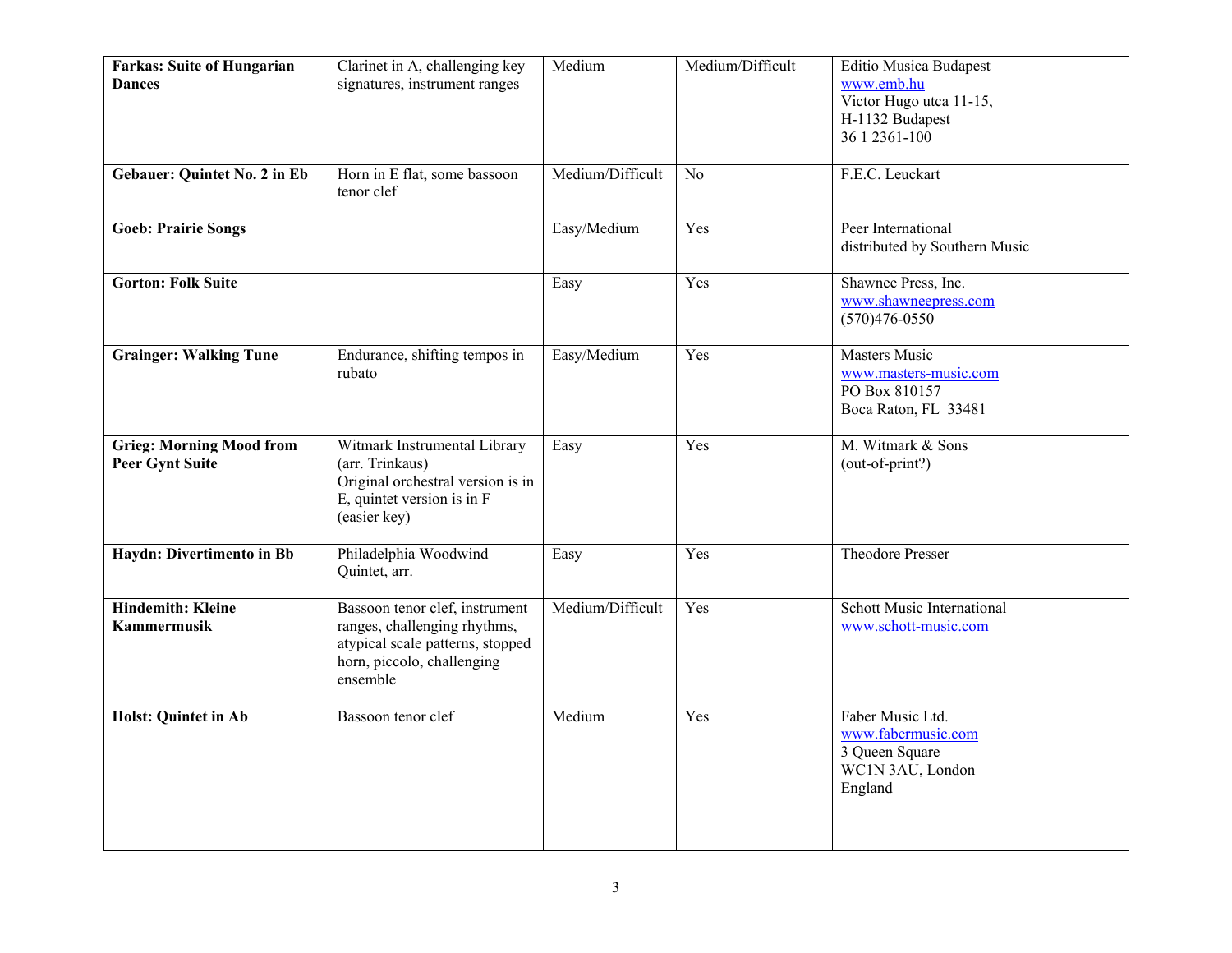| | | | | |
|---|---|---|---|---|
| **Farkas: Suite of Hungarian Dances** | Clarinet in A, challenging key signatures, instrument ranges | Medium | Medium/Difficult | Editio Musica Budapest<br>www.emb.hu<br>Victor Hugo utca 11-15,<br>H-1132 Budapest<br>36 1 2361-100 |
| **Gebauer: Quintet No. 2 in Eb** | Horn in E flat, some bassoon tenor clef | Medium/Difficult | No | F.E.C. Leuckart |
| **Goeb: Prairie Songs** | | Easy/Medium | Yes | Peer International<br>distributed by Southern Music |
| **Gorton: Folk Suite** | | Easy | Yes | Shawnee Press, Inc.<br>www.shawneepress.com<br>(570)476-0550 |
| **Grainger: Walking Tune** | Endurance, shifting tempos in rubato | Easy/Medium | Yes | Masters Music<br>www.masters-music.com<br>PO Box 810157<br>Boca Raton, FL 33481 |
| **Grieg: Morning Mood from Peer Gynt Suite** | Witmark Instrumental Library (arr. Trinkaus)<br>Original orchestral version is in E, quintet version is in F (easier key) | Easy | Yes | M. Witmark & Sons<br>(out-of-print?) |
| **Haydn: Divertimento in Bb** | Philadelphia Woodwind Quintet, arr. | Easy | Yes | Theodore Presser |
| **Hindemith: Kleine Kammermusik** | Bassoon tenor clef, instrument ranges, challenging rhythms, atypical scale patterns, stopped horn, piccolo, challenging ensemble | Medium/Difficult | Yes | Schott Music International<br>www.schott-music.com |
| **Holst: Quintet in Ab** | Bassoon tenor clef | Medium | Yes | Faber Music Ltd.<br>www.fabermusic.com<br>3 Queen Square<br>WC1N 3AU, London<br>England |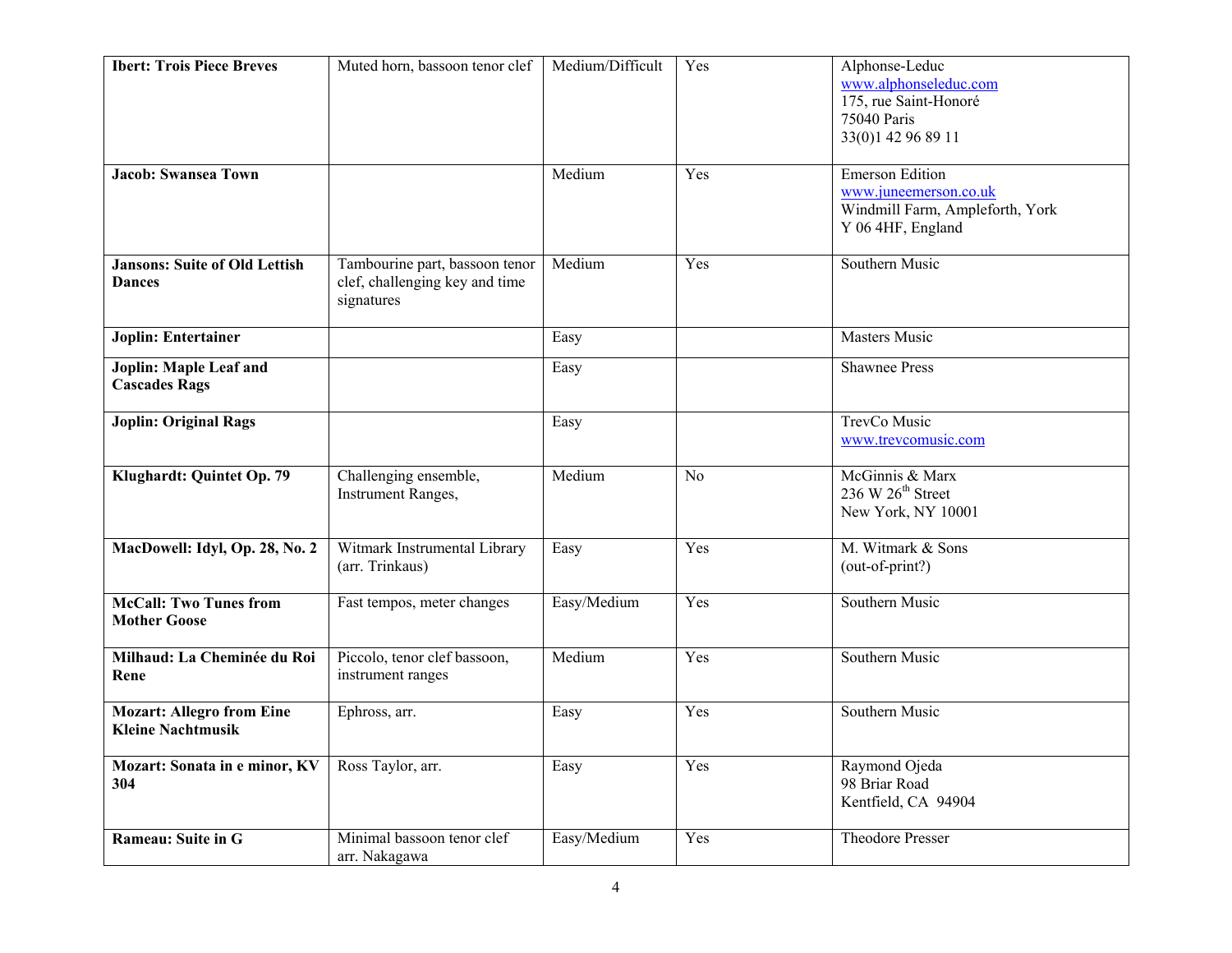| | | | | |
|---|---|---|---|---|
| **Ibert: Trois Piece Breves** | Muted horn, bassoon tenor clef | Medium/Difficult | Yes | Alphonse-Leduc<br>www.alphonseleduc.com<br>175, rue Saint-Honoré<br>75040 Paris<br>33(0)1 42 96 89 11 |
| **Jacob: Swansea Town** | | Medium | Yes | Emerson Edition<br>www.juneemerson.co.uk<br>Windmill Farm, Ampleforth, York<br>Y 06 4HF, England |
| **Jansons: Suite of Old Lettish Dances** | Tambourine part, bassoon tenor clef, challenging key and time signatures | Medium | Yes | Southern Music |
| **Joplin: Entertainer** | | Easy | | Masters Music |
| **Joplin: Maple Leaf and Cascades Rags** | | Easy | | Shawnee Press |
| **Joplin: Original Rags** | | Easy | | TrevCo Music<br>www.trevcomusic.com |
| **Klughardt: Quintet Op. 79** | Challenging ensemble, Instrument Ranges, | Medium | No | McGinnis & Marx<br>236 W 26th Street<br>New York, NY 10001 |
| **MacDowell: Idyl, Op. 28, No. 2** | Witmark Instrumental Library (arr. Trinkaus) | Easy | Yes | M. Witmark & Sons<br>(out-of-print?) |
| **McCall: Two Tunes from Mother Goose** | Fast tempos, meter changes | Easy/Medium | Yes | Southern Music |
| **Milhaud: La Cheminée du Roi Rene** | Piccolo, tenor clef bassoon, instrument ranges | Medium | Yes | Southern Music |
| **Mozart: Allegro from Eine Kleine Nachtmusik** | Ephross, arr. | Easy | Yes | Southern Music |
| **Mozart: Sonata in e minor, KV 304** | Ross Taylor, arr. | Easy | Yes | Raymond Ojeda<br>98 Briar Road<br>Kentfield, CA 94904 |
| **Rameau: Suite in G** | Minimal bassoon tenor clef arr. Nakagawa | Easy/Medium | Yes | Theodore Presser |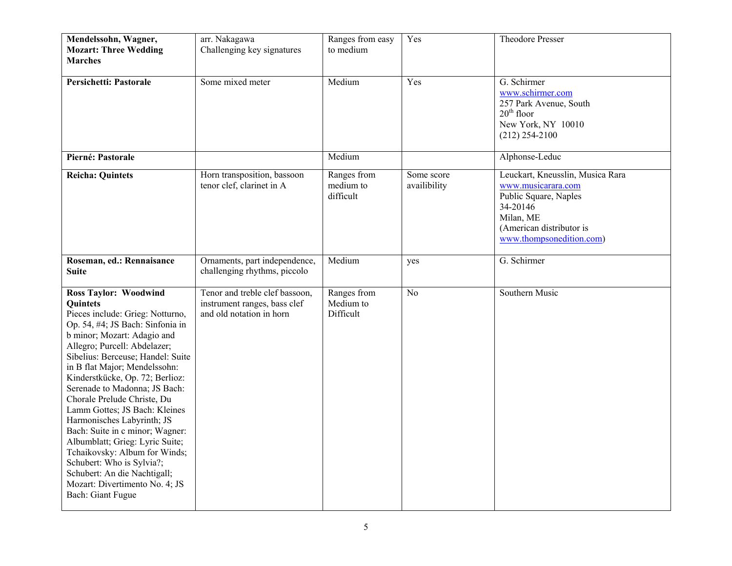| | | | | |
|---|---|---|---|---|
| **Mendelssohn, Wagner, Mozart: Three Wedding Marches** | arr. Nakagawa<br>Challenging key signatures | Ranges from easy to medium | Yes | Theodore Presser |
| **Persichetti: Pastorale** | Some mixed meter | Medium | Yes | G. Schirmer<br>www.schirmer.com<br>257 Park Avenue, South<br>20th floor<br>New York, NY 10010<br>(212) 254-2100 |
| **Pierné: Pastorale** | | Medium | | Alphonse-Leduc |
| **Reicha: Quintets** | Horn transposition, bassoon tenor clef, clarinet in A | Ranges from medium to difficult | Some score availibility | Leuckart, Kneusslin, Musica Rara<br>www.musicarara.com<br>Public Square, Naples<br>34-20146<br>Milan, ME<br>(American distributor is www.thompsonedition.com) |
| **Roseman, ed.: Rennaisance Suite** | Ornaments, part independence, challenging rhythms, piccolo | Medium | yes | G. Schirmer |
| **Ross Taylor: Woodwind Quintets**<br>Pieces include: Grieg: Notturno, Op. 54, #4; JS Bach: Sinfonia in b minor; Mozart: Adagio and Allegro; Purcell: Abdelazer; Sibelius: Berceuse; Handel: Suite in B flat Major; Mendelssohn: Kinderstkücke, Op. 72; Berlioz: Serenade to Madonna; JS Bach: Chorale Prelude Christe, Du Lamm Gottes; JS Bach: Kleines Harmonisches Labyrinth; JS Bach: Suite in c minor; Wagner: Albumblatt; Grieg: Lyric Suite; Tchaikovsky: Album for Winds; Schubert: Who is Sylvia?; Schubert: An die Nachtigall; Mozart: Divertimento No. 4; JS Bach: Giant Fugue | Tenor and treble clef bassoon, instrument ranges, bass clef and old notation in horn | Ranges from Medium to Difficult | No | Southern Music |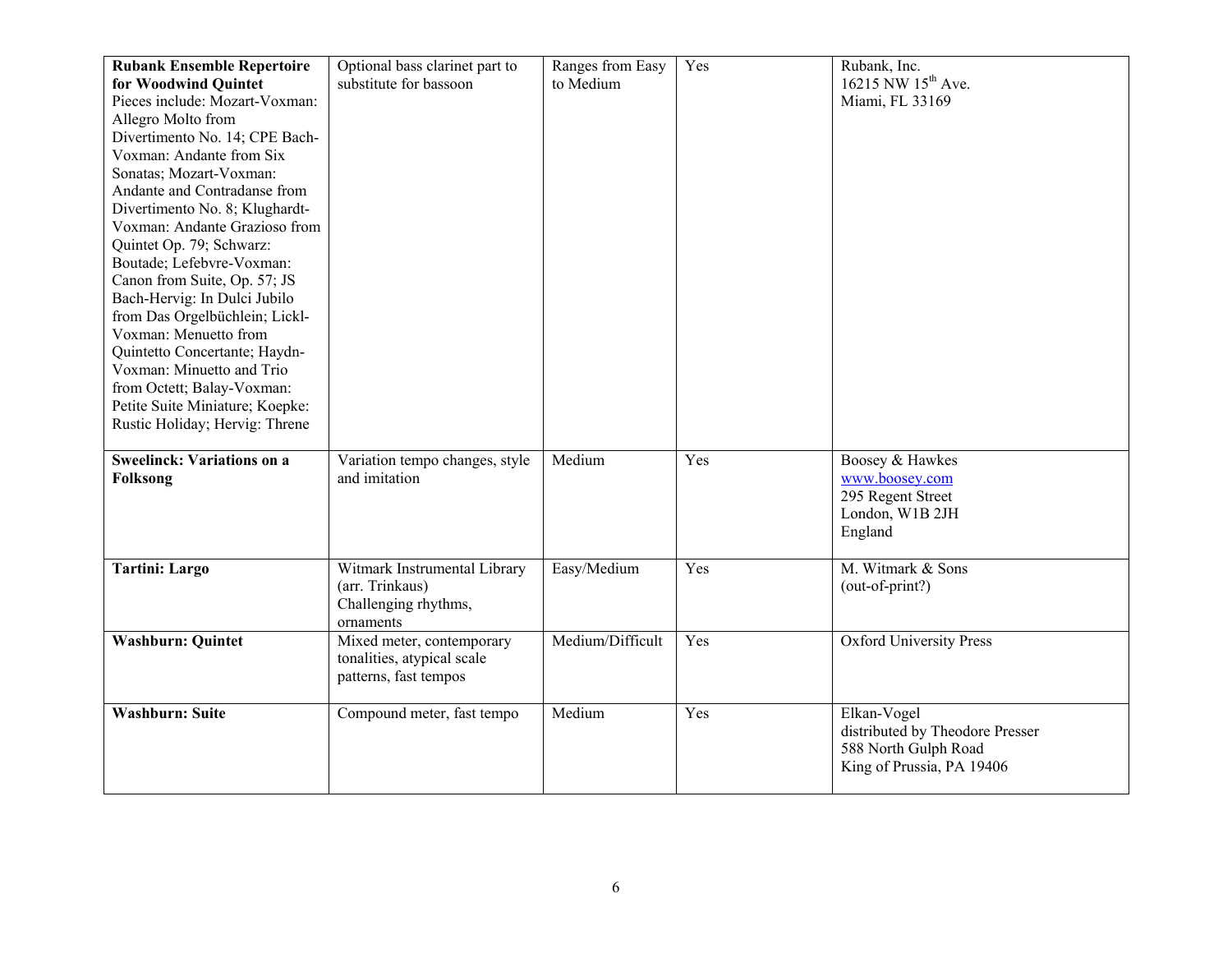| | | | | |
|---|---|---|---|---|
| **Rubank Ensemble Repertoire for Woodwind Quintet** Pieces include: Mozart-Voxman: Allegro Molto from Divertimento No. 14; CPE Bach-Voxman: Andante from Six Sonatas; Mozart-Voxman: Andante and Contradanse from Divertimento No. 8; Klughardt-Voxman: Andante Grazioso from Quintet Op. 79; Schwarz: Boutade; Lefebvre-Voxman: Canon from Suite, Op. 57; JS Bach-Hervig: In Dulci Jubilo from Das Orgelbüchlein; Lickl-Voxman: Menuetto from Quintetto Concertante; Haydn-Voxman: Minuetto and Trio from Octett; Balay-Voxman: Petite Suite Miniature; Koepke: Rustic Holiday; Hervig: Threne | Optional bass clarinet part to substitute for bassoon | Ranges from Easy to Medium | Yes | Rubank, Inc.<br>16215 NW 15th Ave.<br>Miami, FL 33169 |
| **Sweelinck: Variations on a Folksong** | Variation tempo changes, style and imitation | Medium | Yes | Boosey & Hawkes<br>www.boosey.com<br>295 Regent Street<br>London, W1B 2JH<br>England |
| **Tartini: Largo** | Witmark Instrumental Library (arr. Trinkaus)<br>Challenging rhythms, ornaments | Easy/Medium | Yes | M. Witmark & Sons<br>(out-of-print?) |
| **Washburn: Quintet** | Mixed meter, contemporary tonalities, atypical scale patterns, fast tempos | Medium/Difficult | Yes | Oxford University Press |
| **Washburn: Suite** | Compound meter, fast tempo | Medium | Yes | Elkan-Vogel<br>distributed by Theodore Presser<br>588 North Gulph Road<br>King of Prussia, PA 19406 |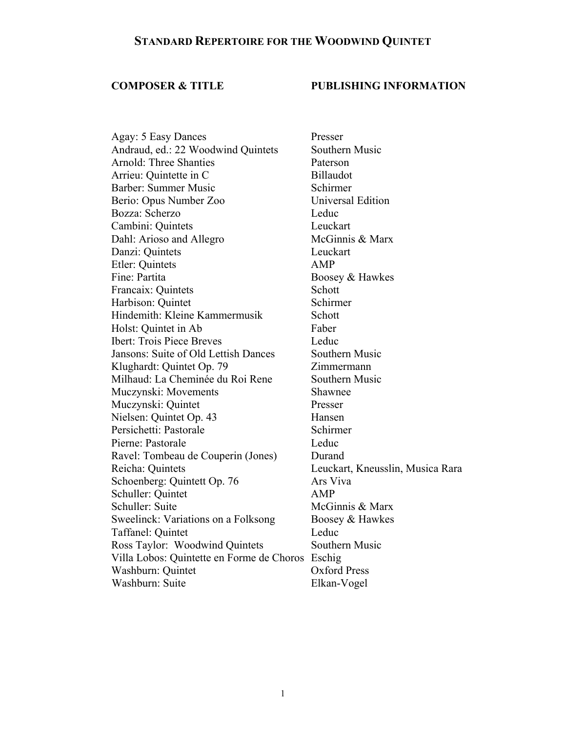# STANDARD REPERTOIRE FOR THE WOODWIND QUINTET

| COMPOSER & TITLE | PUBLISHING INFORMATION |
| --- | --- |
| Agay: 5 Easy Dances | Presser |
| Andraud, ed.: 22 Woodwind Quintets | Southern Music |
| Arnold: Three Shanties | Paterson |
| Arrieu: Quintette in C | Billaudot |
| Barber: Summer Music | Schirmer |
| Berio: Opus Number Zoo | Universal Edition |
| Bozza: Scherzo | Leduc |
| Cambini: Quintets | Leuckart |
| Dahl: Arioso and Allegro | McGinnis & Marx |
| Danzi: Quintets | Leuckart |
| Etler: Quintets | AMP |
| Fine: Partita | Boosey & Hawkes |
| Francaix: Quintets | Schott |
| Harbison: Quintet | Schirmer |
| Hindemith: Kleine Kammermusik | Schott |
| Holst: Quintet in Ab | Faber |
| Ibert: Trois Piece Breves | Leduc |
| Jansons: Suite of Old Lettish Dances | Southern Music |
| Klughardt: Quintet Op. 79 | Zimmermann |
| Milhaud: La Cheminée du Roi Rene | Southern Music |
| Muczynski: Movements | Shawnee |
| Muczynski: Quintet | Presser |
| Nielsen: Quintet Op. 43 | Hansen |
| Persichetti: Pastorale | Schirmer |
| Pierne: Pastorale | Leduc |
| Ravel: Tombeau de Couperin (Jones) | Durand |
| Reicha: Quintets | Leuckart, Kneusslin, Musica Rara |
| Schoenberg: Quintett Op. 76 | Ars Viva |
| Schuller: Quintet | AMP |
| Schuller: Suite | McGinnis & Marx |
| Sweelinck: Variations on a Folksong | Boosey & Hawkes |
| Taffanel: Quintet | Leduc |
| Ross Taylor: Woodwind Quintets | Southern Music |
| Villa Lobos: Quintette en Forme de Choros | Eschig |
| Washburn: Quintet | Oxford Press |
| Washburn: Suite | Elkan-Vogel |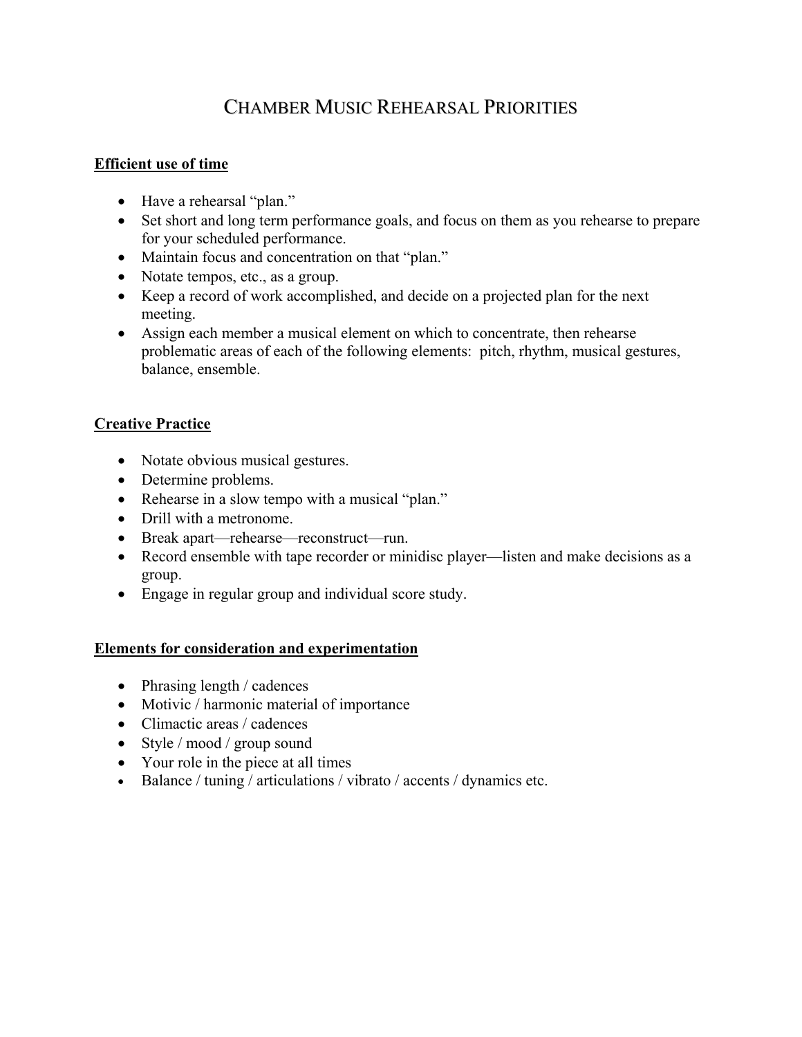# Chamber Music Rehearsal Priorities

**Efficient use of time**

- Have a rehearsal "plan."
- Set short and long term performance goals, and focus on them as you rehearse to prepare for your scheduled performance.
- Maintain focus and concentration on that "plan."
- Notate tempos, etc., as a group.
- Keep a record of work accomplished, and decide on a projected plan for the next meeting.
- Assign each member a musical element on which to concentrate, then rehearse problematic areas of each of the following elements: pitch, rhythm, musical gestures, balance, ensemble.

**Creative Practice**

- Notate obvious musical gestures.
- Determine problems.
- Rehearse in a slow tempo with a musical "plan."
- Drill with a metronome.
- Break apart—rehearse—reconstruct—run.
- Record ensemble with tape recorder or minidisc player—listen and make decisions as a group.
- Engage in regular group and individual score study.

**Elements for consideration and experimentation**

- Phrasing length / cadences
- Motivic / harmonic material of importance
- Climactic areas / cadences
- Style / mood / group sound
- Your role in the piece at all times
- Balance / tuning / articulations / vibrato / accents / dynamics etc.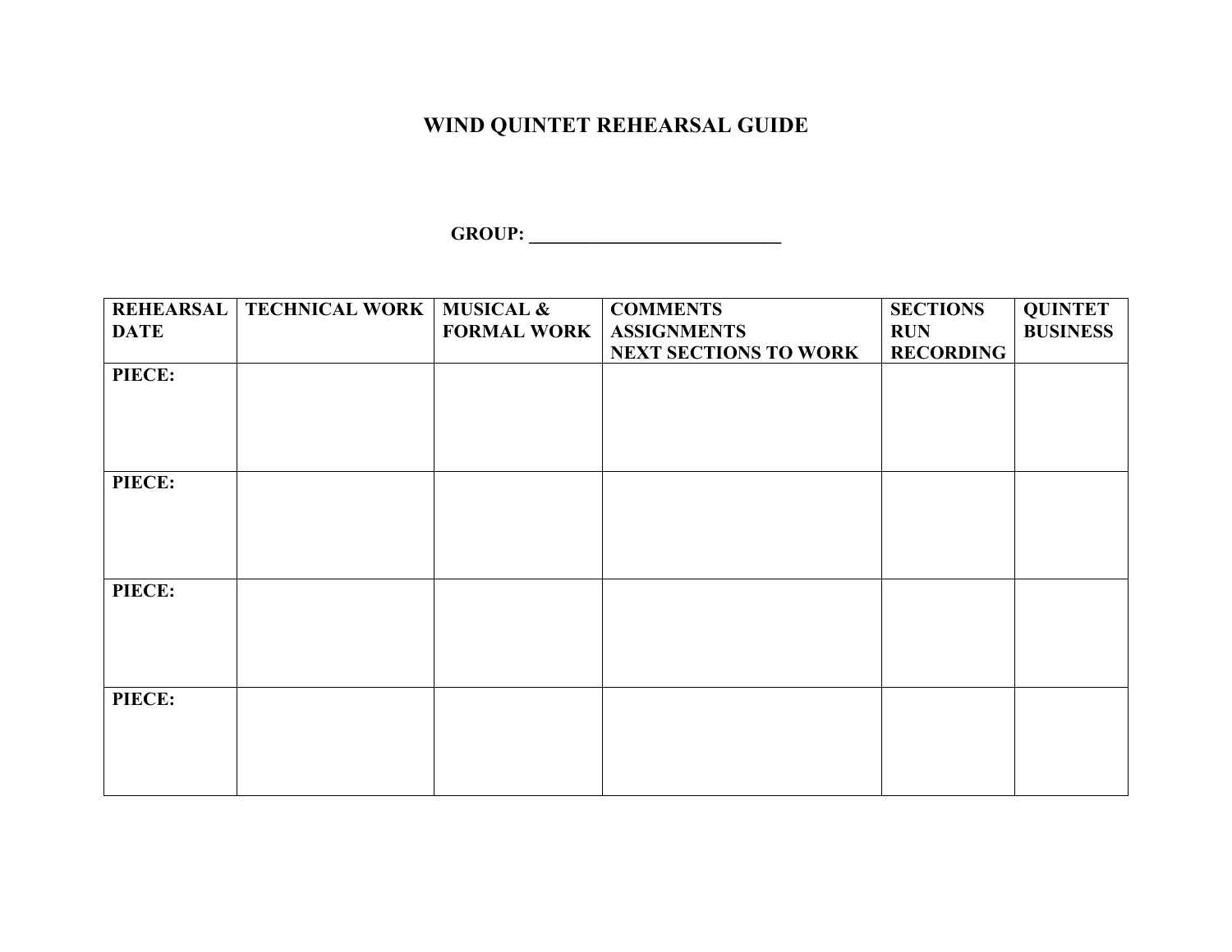# WIND QUINTET REHEARSAL GUIDE

**GROUP: ____________________________**

| REHEARSAL DATE | TECHNICAL WORK | MUSICAL & FORMAL WORK | COMMENTS ASSIGNMENTS NEXT SECTIONS TO WORK | SECTIONS RUN RECORDING | QUINTET BUSINESS |
|---|---|---|---|---|---|
| PIECE: | | | | | |
| PIECE: | | | | | |
| PIECE: | | | | | |
| PIECE: | | | | | |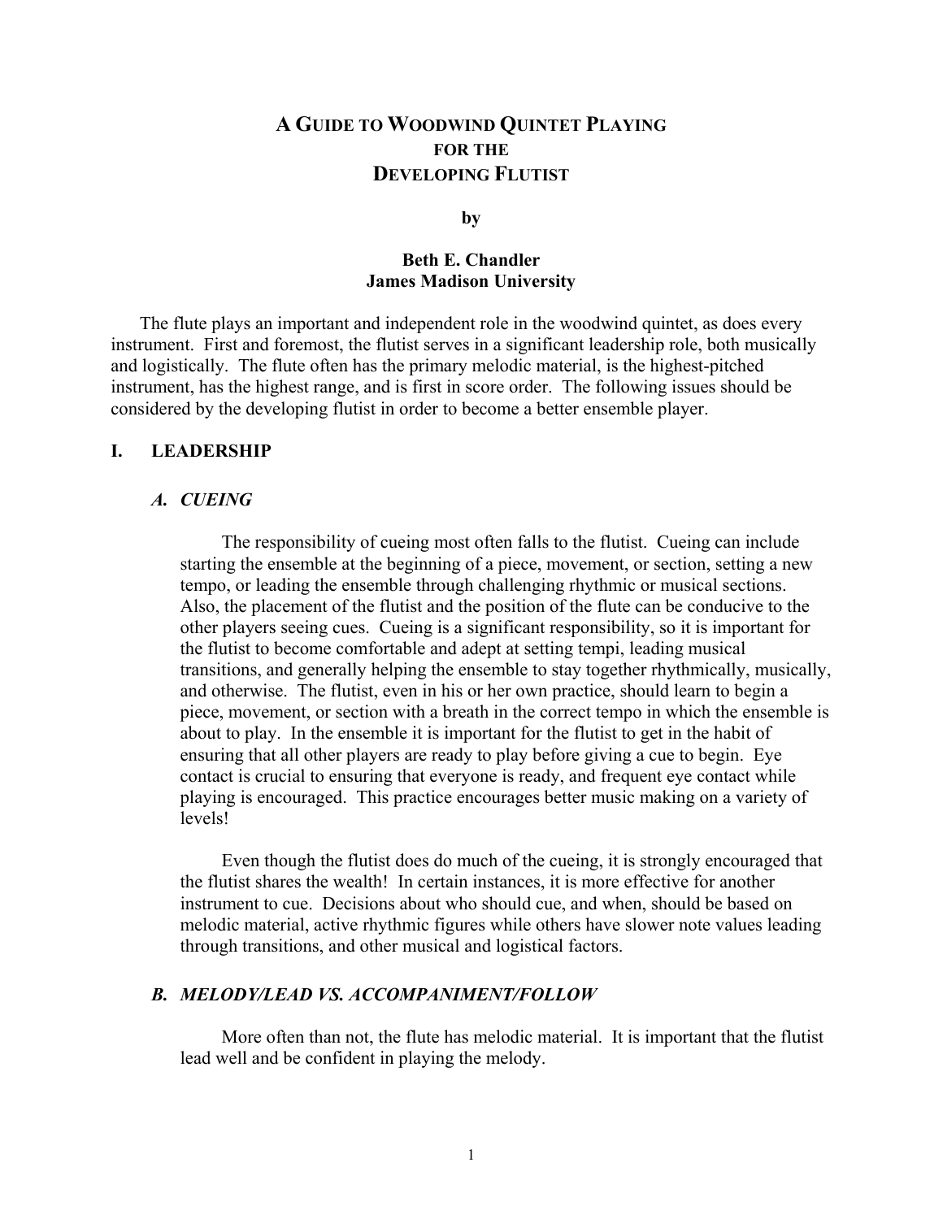# A Guide to Woodwind Quintet Playing for the Developing Flutist

**by**

**Beth E. Chandler**
**James Madison University**

The flute plays an important and independent role in the woodwind quintet, as does every instrument. First and foremost, the flutist serves in a significant leadership role, both musically and logistically. The flute often has the primary melodic material, is the highest-pitched instrument, has the highest range, and is first in score order. The following issues should be considered by the developing flutist in order to become a better ensemble player.

## I. LEADERSHIP

### *A. CUEING*

The responsibility of cueing most often falls to the flutist. Cueing can include starting the ensemble at the beginning of a piece, movement, or section, setting a new tempo, or leading the ensemble through challenging rhythmic or musical sections. Also, the placement of the flutist and the position of the flute can be conducive to the other players seeing cues. Cueing is a significant responsibility, so it is important for the flutist to become comfortable and adept at setting tempi, leading musical transitions, and generally helping the ensemble to stay together rhythmically, musically, and otherwise. The flutist, even in his or her own practice, should learn to begin a piece, movement, or section with a breath in the correct tempo in which the ensemble is about to play. In the ensemble it is important for the flutist to get in the habit of ensuring that all other players are ready to play before giving a cue to begin. Eye contact is crucial to ensuring that everyone is ready, and frequent eye contact while playing is encouraged. This practice encourages better music making on a variety of levels!

Even though the flutist does do much of the cueing, it is strongly encouraged that the flutist shares the wealth! In certain instances, it is more effective for another instrument to cue. Decisions about who should cue, and when, should be based on melodic material, active rhythmic figures while others have slower note values leading through transitions, and other musical and logistical factors.

### *B. MELODY/LEAD VS. ACCOMPANIMENT/FOLLOW*

More often than not, the flute has melodic material. It is important that the flutist lead well and be confident in playing the melody.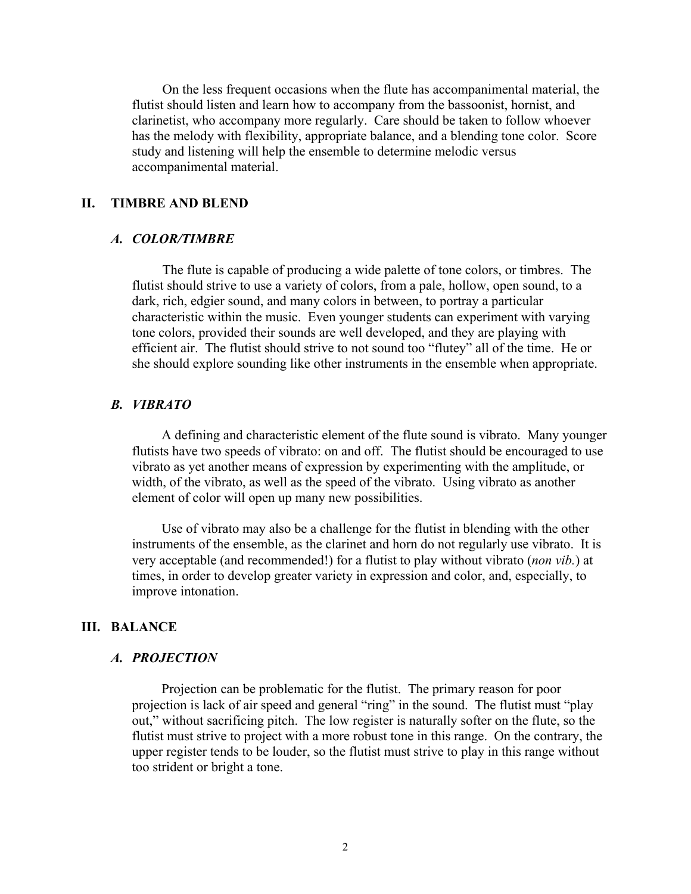On the less frequent occasions when the flute has accompanimental material, the flutist should listen and learn how to accompany from the bassoonist, hornist, and clarinetist, who accompany more regularly. Care should be taken to follow whoever has the melody with flexibility, appropriate balance, and a blending tone color. Score study and listening will help the ensemble to determine melodic versus accompanimental material.

## II. TIMBRE AND BLEND

### *A. COLOR/TIMBRE*

The flute is capable of producing a wide palette of tone colors, or timbres. The flutist should strive to use a variety of colors, from a pale, hollow, open sound, to a dark, rich, edgier sound, and many colors in between, to portray a particular characteristic within the music. Even younger students can experiment with varying tone colors, provided their sounds are well developed, and they are playing with efficient air. The flutist should strive to not sound too "flutey" all of the time. He or she should explore sounding like other instruments in the ensemble when appropriate.

### *B. VIBRATO*

A defining and characteristic element of the flute sound is vibrato. Many younger flutists have two speeds of vibrato: on and off. The flutist should be encouraged to use vibrato as yet another means of expression by experimenting with the amplitude, or width, of the vibrato, as well as the speed of the vibrato. Using vibrato as another element of color will open up many new possibilities.

Use of vibrato may also be a challenge for the flutist in blending with the other instruments of the ensemble, as the clarinet and horn do not regularly use vibrato. It is very acceptable (and recommended!) for a flutist to play without vibrato (*non vib.*) at times, in order to develop greater variety in expression and color, and, especially, to improve intonation.

## III. BALANCE

### *A. PROJECTION*

Projection can be problematic for the flutist. The primary reason for poor projection is lack of air speed and general "ring" in the sound. The flutist must "play out," without sacrificing pitch. The low register is naturally softer on the flute, so the flutist must strive to project with a more robust tone in this range. On the contrary, the upper register tends to be louder, so the flutist must strive to play in this range without too strident or bright a tone.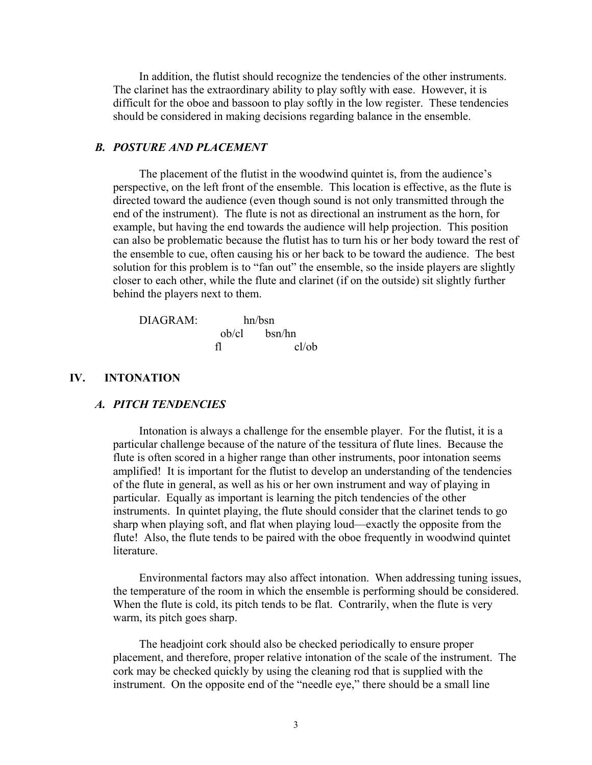In addition, the flutist should recognize the tendencies of the other instruments. The clarinet has the extraordinary ability to play softly with ease. However, it is difficult for the oboe and bassoon to play softly in the low register. These tendencies should be considered in making decisions regarding balance in the ensemble.

### *B. POSTURE AND PLACEMENT*

The placement of the flutist in the woodwind quintet is, from the audience's perspective, on the left front of the ensemble. This location is effective, as the flute is directed toward the audience (even though sound is not only transmitted through the end of the instrument). The flute is not as directional an instrument as the horn, for example, but having the end towards the audience will help projection. This position can also be problematic because the flutist has to turn his or her body toward the rest of the ensemble to cue, often causing his or her back to be toward the audience. The best solution for this problem is to "fan out" the ensemble, so the inside players are slightly closer to each other, while the flute and clarinet (if on the outside) sit slightly further behind the players next to them.

```
DIAGRAM:          hn/bsn
              ob/cl     bsn/hn
             fl                cl/ob
```

## IV. INTONATION

### *A. PITCH TENDENCIES*

Intonation is always a challenge for the ensemble player. For the flutist, it is a particular challenge because of the nature of the tessitura of flute lines. Because the flute is often scored in a higher range than other instruments, poor intonation seems amplified! It is important for the flutist to develop an understanding of the tendencies of the flute in general, as well as his or her own instrument and way of playing in particular. Equally as important is learning the pitch tendencies of the other instruments. In quintet playing, the flute should consider that the clarinet tends to go sharp when playing soft, and flat when playing loud—exactly the opposite from the flute! Also, the flute tends to be paired with the oboe frequently in woodwind quintet literature.

Environmental factors may also affect intonation. When addressing tuning issues, the temperature of the room in which the ensemble is performing should be considered. When the flute is cold, its pitch tends to be flat. Contrarily, when the flute is very warm, its pitch goes sharp.

The headjoint cork should also be checked periodically to ensure proper placement, and therefore, proper relative intonation of the scale of the instrument. The cork may be checked quickly by using the cleaning rod that is supplied with the instrument. On the opposite end of the "needle eye," there should be a small line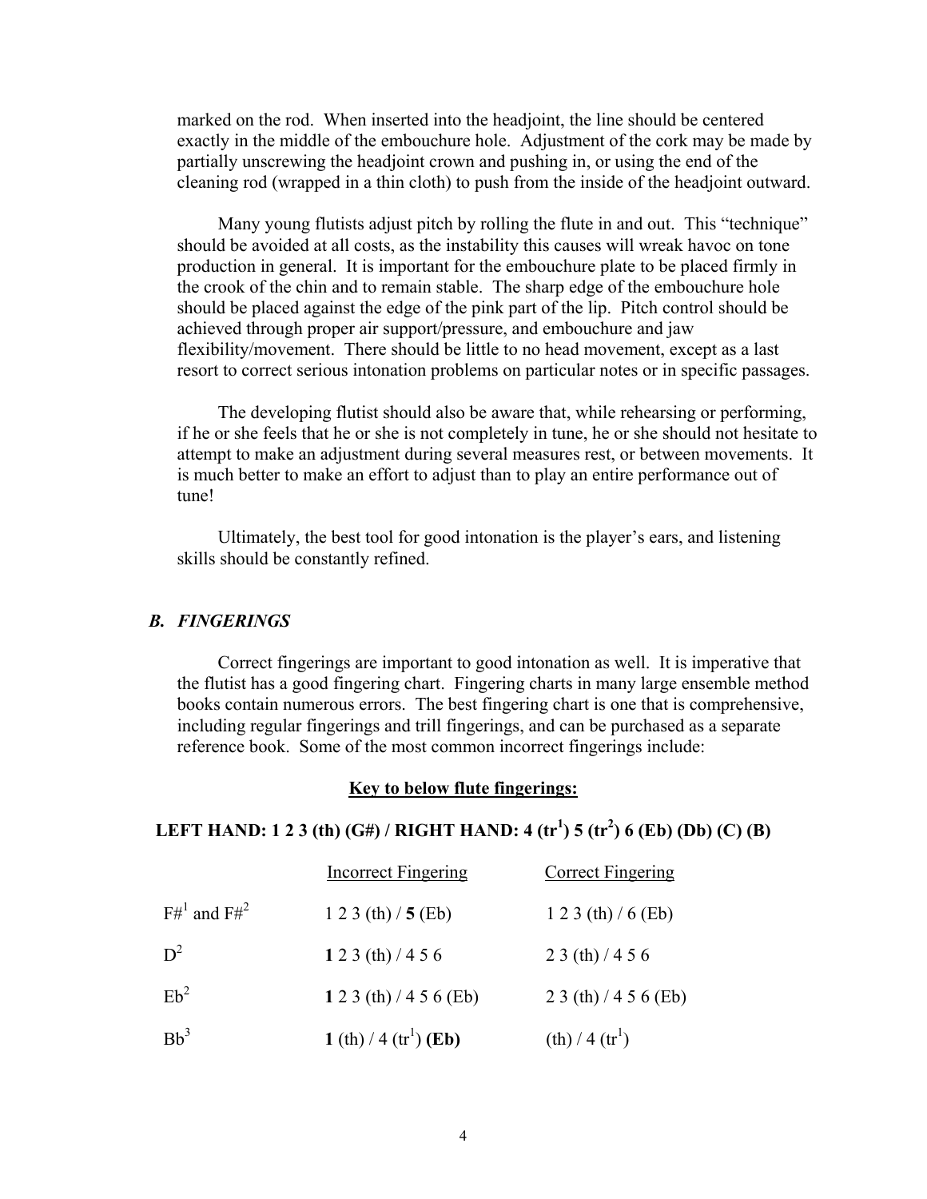marked on the rod. When inserted into the headjoint, the line should be centered exactly in the middle of the embouchure hole. Adjustment of the cork may be made by partially unscrewing the headjoint crown and pushing in, or using the end of the cleaning rod (wrapped in a thin cloth) to push from the inside of the headjoint outward.

Many young flutists adjust pitch by rolling the flute in and out. This "technique" should be avoided at all costs, as the instability this causes will wreak havoc on tone production in general. It is important for the embouchure plate to be placed firmly in the crook of the chin and to remain stable. The sharp edge of the embouchure hole should be placed against the edge of the pink part of the lip. Pitch control should be achieved through proper air support/pressure, and embouchure and jaw flexibility/movement. There should be little to no head movement, except as a last resort to correct serious intonation problems on particular notes or in specific passages.

The developing flutist should also be aware that, while rehearsing or performing, if he or she feels that he or she is not completely in tune, he or she should not hesitate to attempt to make an adjustment during several measures rest, or between movements. It is much better to make an effort to adjust than to play an entire performance out of tune!

Ultimately, the best tool for good intonation is the player's ears, and listening skills should be constantly refined.

### *B. FINGERINGS*

Correct fingerings are important to good intonation as well. It is imperative that the flutist has a good fingering chart. Fingering charts in many large ensemble method books contain numerous errors. The best fingering chart is one that is comprehensive, including regular fingerings and trill fingerings, and can be purchased as a separate reference book. Some of the most common incorrect fingerings include:

**Key to below flute fingerings:**

**LEFT HAND: 1 2 3 (th) (G#) / RIGHT HAND: 4 ($tr^1$) 5 ($tr^2$) 6 (Eb) (Db) (C) (B)**

| | Incorrect Fingering | Correct Fingering |
|---|---|---|
| $F\#^1$ and $F\#^2$ | 1 2 3 (th) / **5** (Eb) | 1 2 3 (th) / 6 (Eb) |
| $D^2$ | **1** 2 3 (th) / 4 5 6 | 2 3 (th) / 4 5 6 |
| $Eb^2$ | **1** 2 3 (th) / 4 5 6 (Eb) | 2 3 (th) / 4 5 6 (Eb) |
| $Bb^3$ | **1** (th) / 4 ($tr^1$) **(Eb)** | (th) / 4 ($tr^1$) |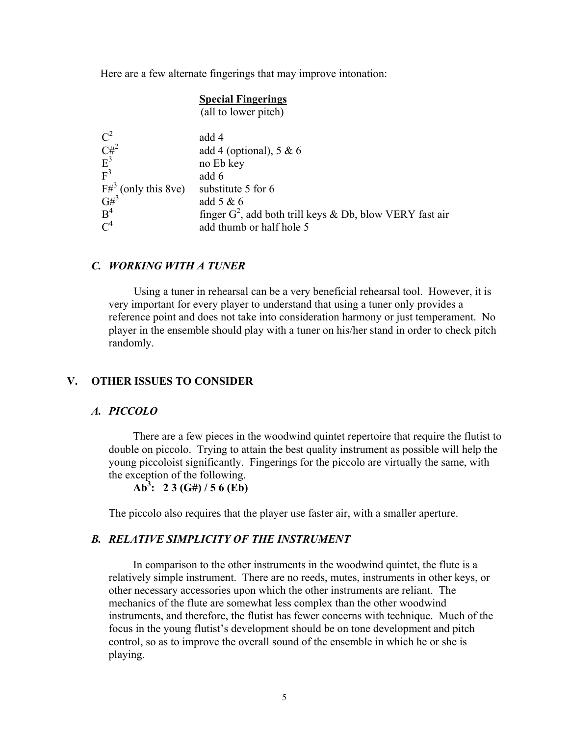Here are a few alternate fingerings that may improve intonation:

**Special Fingerings**
(all to lower pitch)

| | |
|---|---|
| $C^2$ | add 4 |
| $C\#^2$ | add 4 (optional), 5 & 6 |
| $E^3$ | no Eb key |
| $F^3$ | add 6 |
| $F\#^3$ (only this 8ve) | substitute 5 for 6 |
| $G\#^3$ | add 5 & 6 |
| $B^4$ | finger $G^2$, add both trill keys & Db, blow VERY fast air |
| $C^4$ | add thumb or half hole 5 |

### *C. WORKING WITH A TUNER*

Using a tuner in rehearsal can be a very beneficial rehearsal tool. However, it is very important for every player to understand that using a tuner only provides a reference point and does not take into consideration harmony or just temperament. No player in the ensemble should play with a tuner on his/her stand in order to check pitch randomly.

## V. OTHER ISSUES TO CONSIDER

### *A. PICCOLO*

There are a few pieces in the woodwind quintet repertoire that require the flutist to double on piccolo. Trying to attain the best quality instrument as possible will help the young piccoloist significantly. Fingerings for the piccolo are virtually the same, with the exception of the following.

**$Ab^3$: 2 3 (G#) / 5 6 (Eb)**

The piccolo also requires that the player use faster air, with a smaller aperture.

### *B. RELATIVE SIMPLICITY OF THE INSTRUMENT*

In comparison to the other instruments in the woodwind quintet, the flute is a relatively simple instrument. There are no reeds, mutes, instruments in other keys, or other necessary accessories upon which the other instruments are reliant. The mechanics of the flute are somewhat less complex than the other woodwind instruments, and therefore, the flutist has fewer concerns with technique. Much of the focus in the young flutist's development should be on tone development and pitch control, so as to improve the overall sound of the ensemble in which he or she is playing.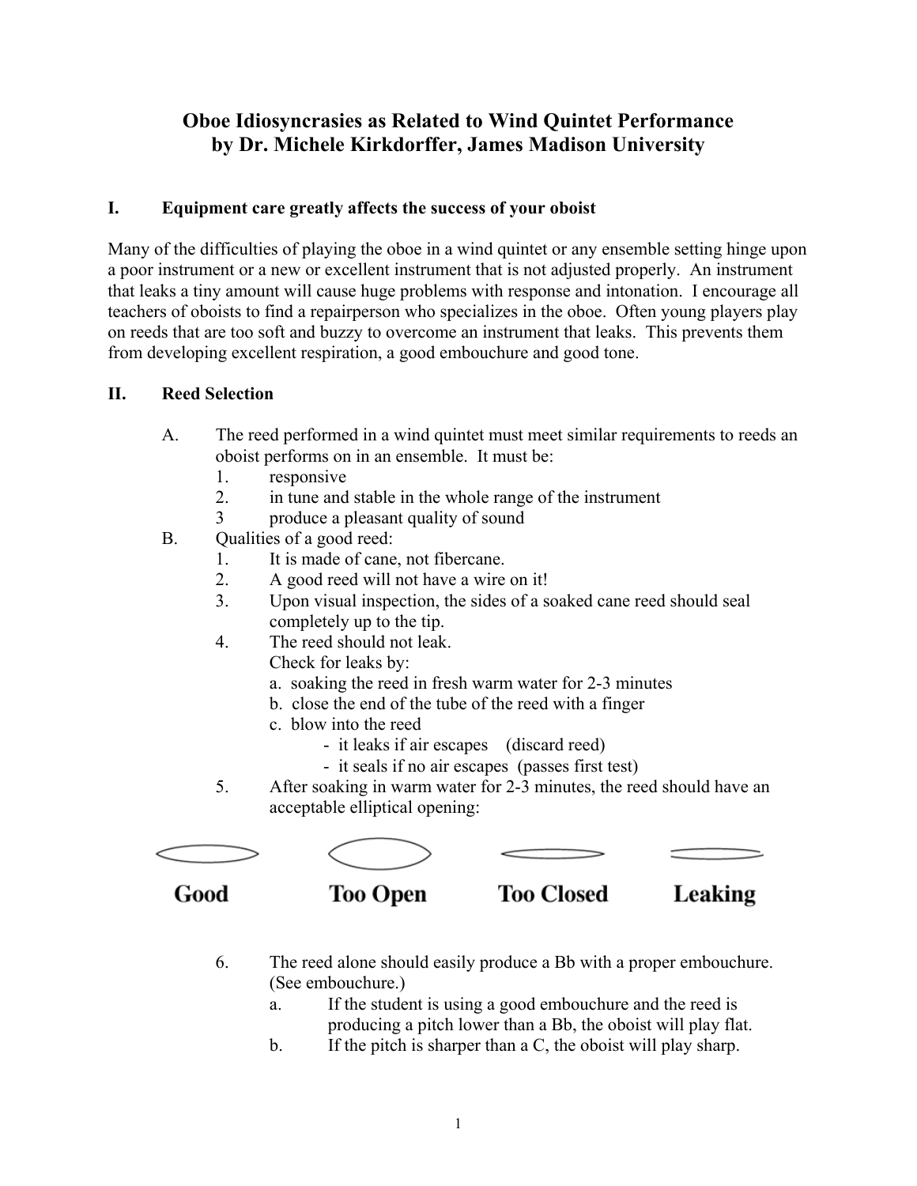# Oboe Idiosyncrasies as Related to Wind Quintet Performance
# by Dr. Michele Kirkdorffer, James Madison University

## I. Equipment care greatly affects the success of your oboist

Many of the difficulties of playing the oboe in a wind quintet or any ensemble setting hinge upon a poor instrument or a new or excellent instrument that is not adjusted properly. An instrument that leaks a tiny amount will cause huge problems with response and intonation. I encourage all teachers of oboists to find a repairperson who specializes in the oboe. Often young players play on reeds that are too soft and buzzy to overcome an instrument that leaks. This prevents them from developing excellent respiration, a good embouchure and good tone.

## II. Reed Selection

A. The reed performed in a wind quintet must meet similar requirements to reeds an oboist performs on in an ensemble. It must be:
   1. responsive
   2. in tune and stable in the whole range of the instrument
   3 produce a pleasant quality of sound

B. Qualities of a good reed:
   1. It is made of cane, not fibercane.
   2. A good reed will not have a wire on it!
   3. Upon visual inspection, the sides of a soaked cane reed should seal completely up to the tip.
   4. The reed should not leak.
      Check for leaks by:
      a. soaking the reed in fresh warm water for 2-3 minutes
      b. close the end of the tube of the reed with a finger
      c. blow into the reed
         - it leaks if air escapes (discard reed)
         - it seals if no air escapes (passes first test)
   5. After soaking in warm water for 2-3 minutes, the reed should have an acceptable elliptical opening:

**Good** **Too Open** **Too Closed** **Leaking**

   6. The reed alone should easily produce a Bb with a proper embouchure. (See embouchure.)
      a. If the student is using a good embouchure and the reed is producing a pitch lower than a Bb, the oboist will play flat.
      b. If the pitch is sharper than a C, the oboist will play sharp.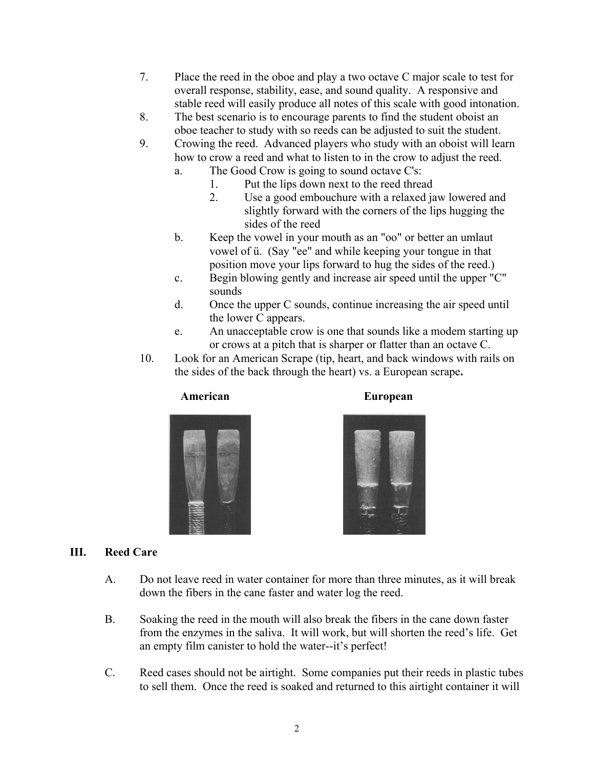7. Place the reed in the oboe and play a two octave C major scale to test for overall response, stability, ease, and sound quality. A responsive and stable reed will easily produce all notes of this scale with good intonation.
8. The best scenario is to encourage parents to find the student oboist an oboe teacher to study with so reeds can be adjusted to suit the student.
9. Crowing the reed. Advanced players who study with an oboist will learn how to crow a reed and what to listen to in the crow to adjust the reed.
   a. The Good Crow is going to sound octave C's:
      1. Put the lips down next to the reed thread
      2. Use a good embouchure with a relaxed jaw lowered and slightly forward with the corners of the lips hugging the sides of the reed
   b. Keep the vowel in your mouth as an "oo" or better an umlaut vowel of ü. (Say "ee" and while keeping your tongue in that position move your lips forward to hug the sides of the reed.)
   c. Begin blowing gently and increase air speed until the upper "C" sounds
   d. Once the upper C sounds, continue increasing the air speed until the lower C appears.
   e. An unacceptable crow is one that sounds like a modem starting up or crows at a pitch that is sharper or flatter than an octave C.
10. Look for an American Scrape (tip, heart, and back windows with rails on the sides of the back through the heart) vs. a European scrape**.**

**American** **European**

## III. Reed Care

A. Do not leave reed in water container for more than three minutes, as it will break down the fibers in the cane faster and water log the reed.

B. Soaking the reed in the mouth will also break the fibers in the cane down faster from the enzymes in the saliva. It will work, but will shorten the reed's life. Get an empty film canister to hold the water--it's perfect!

C. Reed cases should not be airtight. Some companies put their reeds in plastic tubes to sell them. Once the reed is soaked and returned to this airtight container it will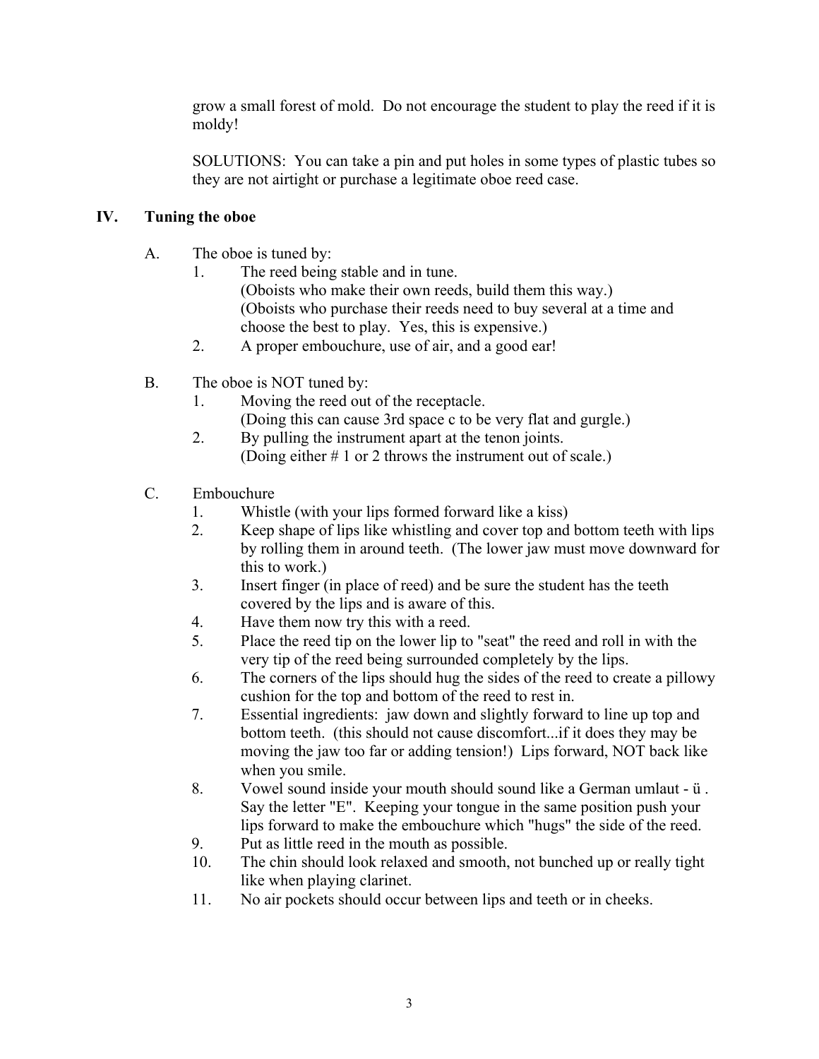grow a small forest of mold. Do not encourage the student to play the reed if it is moldy!

SOLUTIONS: You can take a pin and put holes in some types of plastic tubes so they are not airtight or purchase a legitimate oboe reed case.

## IV. Tuning the oboe

A. The oboe is tuned by:

1. The reed being stable and in tune.
   (Oboists who make their own reeds, build them this way.)
   (Oboists who purchase their reeds need to buy several at a time and choose the best to play. Yes, this is expensive.)
2. A proper embouchure, use of air, and a good ear!

B. The oboe is NOT tuned by:

1. Moving the reed out of the receptacle.
   (Doing this can cause 3rd space c to be very flat and gurgle.)
2. By pulling the instrument apart at the tenon joints.
   (Doing either # 1 or 2 throws the instrument out of scale.)

C. Embouchure

1. Whistle (with your lips formed forward like a kiss)
2. Keep shape of lips like whistling and cover top and bottom teeth with lips by rolling them in around teeth. (The lower jaw must move downward for this to work.)
3. Insert finger (in place of reed) and be sure the student has the teeth covered by the lips and is aware of this.
4. Have them now try this with a reed.
5. Place the reed tip on the lower lip to "seat" the reed and roll in with the very tip of the reed being surrounded completely by the lips.
6. The corners of the lips should hug the sides of the reed to create a pillowy cushion for the top and bottom of the reed to rest in.
7. Essential ingredients: jaw down and slightly forward to line up top and bottom teeth. (this should not cause discomfort...if it does they may be moving the jaw too far or adding tension!) Lips forward, NOT back like when you smile.
8. Vowel sound inside your mouth should sound like a German umlaut - ü . Say the letter "E". Keeping your tongue in the same position push your lips forward to make the embouchure which "hugs" the side of the reed.
9. Put as little reed in the mouth as possible.
10. The chin should look relaxed and smooth, not bunched up or really tight like when playing clarinet.
11. No air pockets should occur between lips and teeth or in cheeks.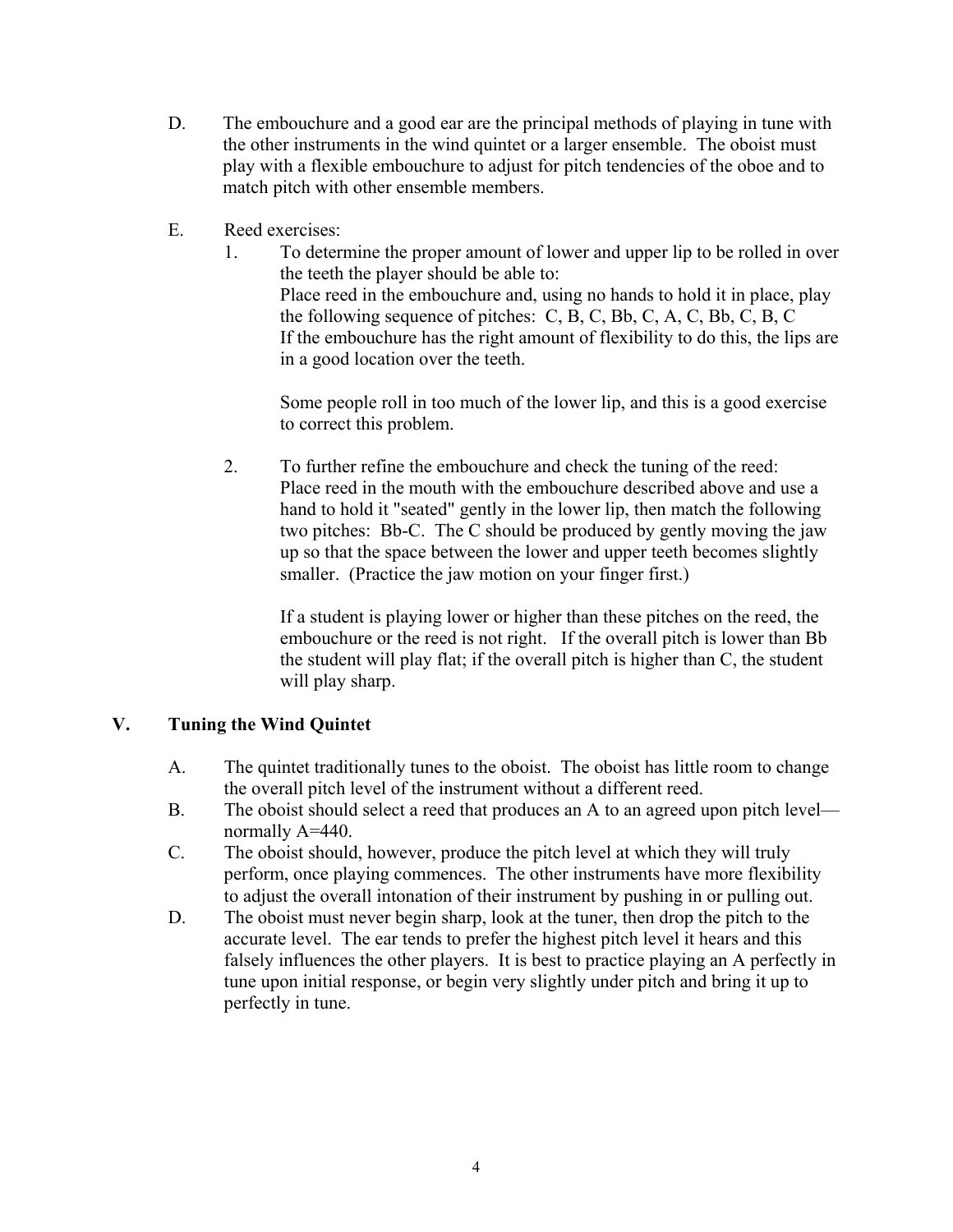D. The embouchure and a good ear are the principal methods of playing in tune with the other instruments in the wind quintet or a larger ensemble. The oboist must play with a flexible embouchure to adjust for pitch tendencies of the oboe and to match pitch with other ensemble members.

E. Reed exercises:

1. To determine the proper amount of lower and upper lip to be rolled in over the teeth the player should be able to:
   Place reed in the embouchure and, using no hands to hold it in place, play the following sequence of pitches: C, B, C, Bb, C, A, C, Bb, C, B, C
   If the embouchure has the right amount of flexibility to do this, the lips are in a good location over the teeth.

   Some people roll in too much of the lower lip, and this is a good exercise to correct this problem.

2. To further refine the embouchure and check the tuning of the reed:
   Place reed in the mouth with the embouchure described above and use a hand to hold it "seated" gently in the lower lip, then match the following two pitches: Bb-C. The C should be produced by gently moving the jaw up so that the space between the lower and upper teeth becomes slightly smaller. (Practice the jaw motion on your finger first.)

   If a student is playing lower or higher than these pitches on the reed, the embouchure or the reed is not right. If the overall pitch is lower than Bb the student will play flat; if the overall pitch is higher than C, the student will play sharp.

## V. Tuning the Wind Quintet

A. The quintet traditionally tunes to the oboist. The oboist has little room to change the overall pitch level of the instrument without a different reed.

B. The oboist should select a reed that produces an A to an agreed upon pitch level—normally A=440.

C. The oboist should, however, produce the pitch level at which they will truly perform, once playing commences. The other instruments have more flexibility to adjust the overall intonation of their instrument by pushing in or pulling out.

D. The oboist must never begin sharp, look at the tuner, then drop the pitch to the accurate level. The ear tends to prefer the highest pitch level it hears and this falsely influences the other players. It is best to practice playing an A perfectly in tune upon initial response, or begin very slightly under pitch and bring it up to perfectly in tune.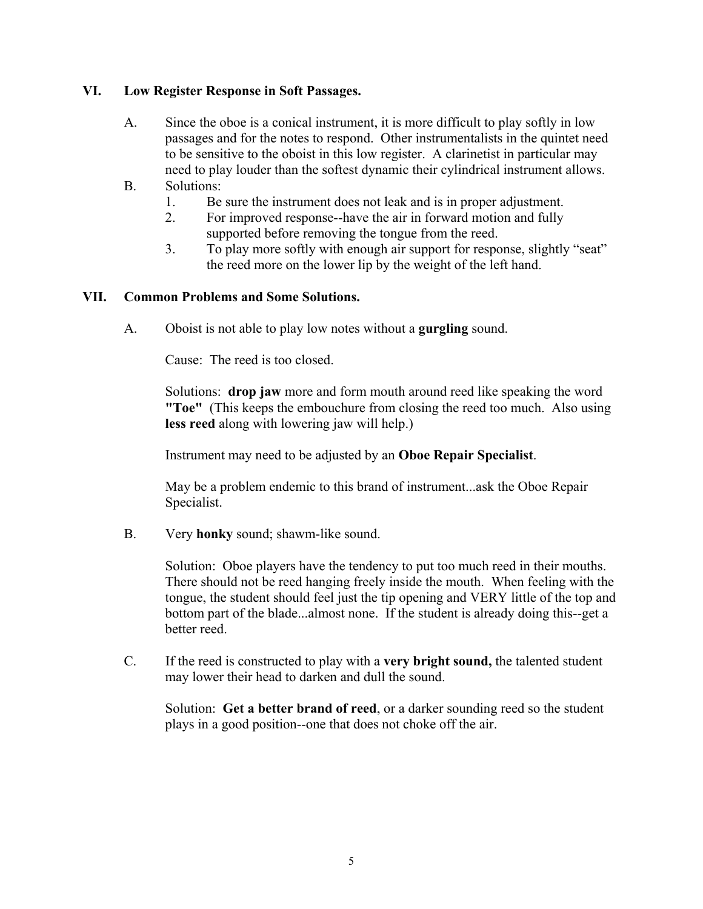## VI. Low Register Response in Soft Passages.

A. Since the oboe is a conical instrument, it is more difficult to play softly in low passages and for the notes to respond. Other instrumentalists in the quintet need to be sensitive to the oboist in this low register. A clarinetist in particular may need to play louder than the softest dynamic their cylindrical instrument allows.

B. Solutions:

1. Be sure the instrument does not leak and is in proper adjustment.
2. For improved response--have the air in forward motion and fully supported before removing the tongue from the reed.
3. To play more softly with enough air support for response, slightly "seat" the reed more on the lower lip by the weight of the left hand.

## VII. Common Problems and Some Solutions.

A. Oboist is not able to play low notes without a **gurgling** sound.

Cause: The reed is too closed.

Solutions: **drop jaw** more and form mouth around reed like speaking the word **"Toe"** (This keeps the embouchure from closing the reed too much. Also using **less reed** along with lowering jaw will help.)

Instrument may need to be adjusted by an **Oboe Repair Specialist**.

May be a problem endemic to this brand of instrument...ask the Oboe Repair Specialist.

B. Very **honky** sound; shawm-like sound.

Solution: Oboe players have the tendency to put too much reed in their mouths. There should not be reed hanging freely inside the mouth. When feeling with the tongue, the student should feel just the tip opening and VERY little of the top and bottom part of the blade...almost none. If the student is already doing this--get a better reed.

C. If the reed is constructed to play with a **very bright sound,** the talented student may lower their head to darken and dull the sound.

Solution: **Get a better brand of reed**, or a darker sounding reed so the student plays in a good position--one that does not choke off the air.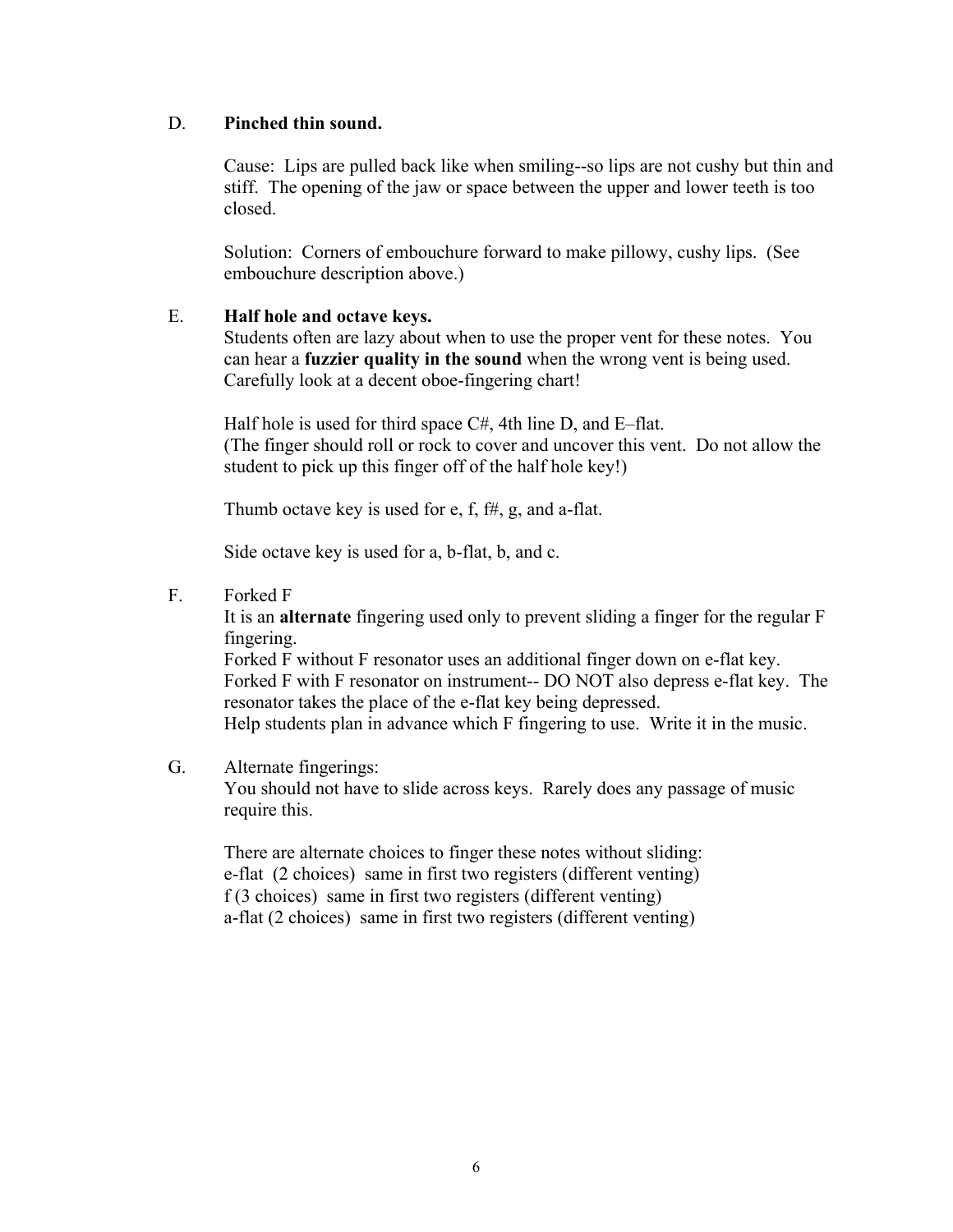D. **Pinched thin sound.**

Cause: Lips are pulled back like when smiling--so lips are not cushy but thin and stiff. The opening of the jaw or space between the upper and lower teeth is too closed.

Solution: Corners of embouchure forward to make pillowy, cushy lips. (See embouchure description above.)

E. **Half hole and octave keys.**

Students often are lazy about when to use the proper vent for these notes. You can hear a **fuzzier quality in the sound** when the wrong vent is being used. Carefully look at a decent oboe-fingering chart!

Half hole is used for third space C#, 4th line D, and E–flat.
(The finger should roll or rock to cover and uncover this vent. Do not allow the student to pick up this finger off of the half hole key!)

Thumb octave key is used for e, f, f#, g, and a-flat.

Side octave key is used for a, b-flat, b, and c.

F. Forked F

It is an **alternate** fingering used only to prevent sliding a finger for the regular F fingering.
Forked F without F resonator uses an additional finger down on e-flat key.
Forked F with F resonator on instrument-- DO NOT also depress e-flat key. The resonator takes the place of the e-flat key being depressed.
Help students plan in advance which F fingering to use. Write it in the music.

G. Alternate fingerings:

You should not have to slide across keys. Rarely does any passage of music require this.

There are alternate choices to finger these notes without sliding:
e-flat (2 choices) same in first two registers (different venting)
f (3 choices) same in first two registers (different venting)
a-flat (2 choices) same in first two registers (different venting)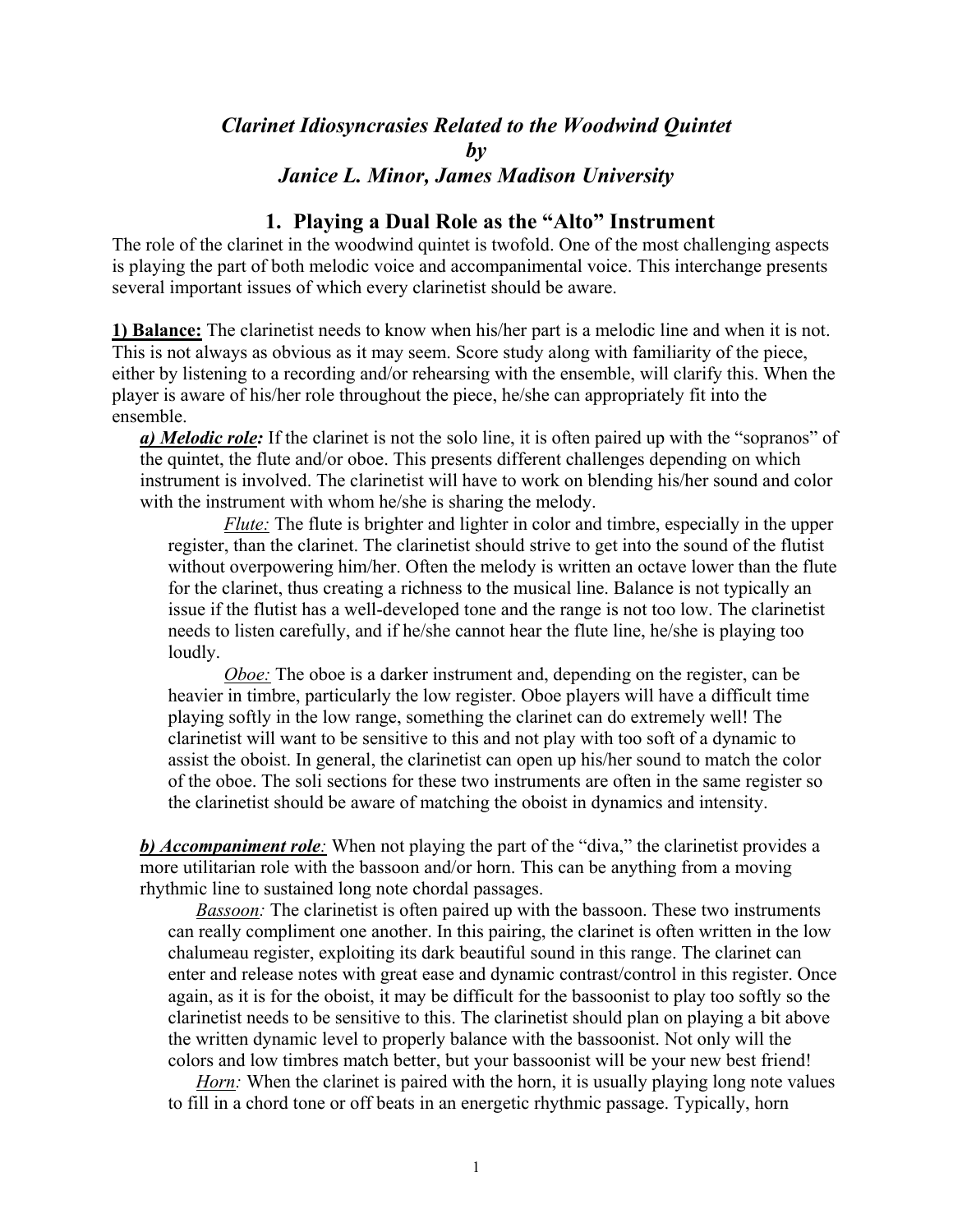# *Clarinet Idiosyncrasies Related to the Woodwind Quintet*
# *by*
# *Janice L. Minor, James Madison University*

## 1. Playing a Dual Role as the "Alto" Instrument

The role of the clarinet in the woodwind quintet is twofold. One of the most challenging aspects is playing the part of both melodic voice and accompanimental voice. This interchange presents several important issues of which every clarinetist should be aware.

**1) Balance:** The clarinetist needs to know when his/her part is a melodic line and when it is not. This is not always as obvious as it may seem. Score study along with familiarity of the piece, either by listening to a recording and/or rehearsing with the ensemble, will clarify this. When the player is aware of his/her role throughout the piece, he/she can appropriately fit into the ensemble.

***a) Melodic role:*** If the clarinet is not the solo line, it is often paired up with the "sopranos" of the quintet, the flute and/or oboe. This presents different challenges depending on which instrument is involved. The clarinetist will have to work on blending his/her sound and color with the instrument with whom he/she is sharing the melody.

*Flute:* The flute is brighter and lighter in color and timbre, especially in the upper register, than the clarinet. The clarinetist should strive to get into the sound of the flutist without overpowering him/her. Often the melody is written an octave lower than the flute for the clarinet, thus creating a richness to the musical line. Balance is not typically an issue if the flutist has a well-developed tone and the range is not too low. The clarinetist needs to listen carefully, and if he/she cannot hear the flute line, he/she is playing too loudly.

*Oboe:* The oboe is a darker instrument and, depending on the register, can be heavier in timbre, particularly the low register. Oboe players will have a difficult time playing softly in the low range, something the clarinet can do extremely well! The clarinetist will want to be sensitive to this and not play with too soft of a dynamic to assist the oboist. In general, the clarinetist can open up his/her sound to match the color of the oboe. The soli sections for these two instruments are often in the same register so the clarinetist should be aware of matching the oboist in dynamics and intensity.

***b) Accompaniment role:*** When not playing the part of the "diva," the clarinetist provides a more utilitarian role with the bassoon and/or horn. This can be anything from a moving rhythmic line to sustained long note chordal passages.

*Bassoon:* The clarinetist is often paired up with the bassoon. These two instruments can really compliment one another. In this pairing, the clarinet is often written in the low chalumeau register, exploiting its dark beautiful sound in this range. The clarinet can enter and release notes with great ease and dynamic contrast/control in this register. Once again, as it is for the oboist, it may be difficult for the bassoonist to play too softly so the clarinetist needs to be sensitive to this. The clarinetist should plan on playing a bit above the written dynamic level to properly balance with the bassoonist. Not only will the colors and low timbres match better, but your bassoonist will be your new best friend!

*Horn:* When the clarinet is paired with the horn, it is usually playing long note values to fill in a chord tone or off beats in an energetic rhythmic passage. Typically, horn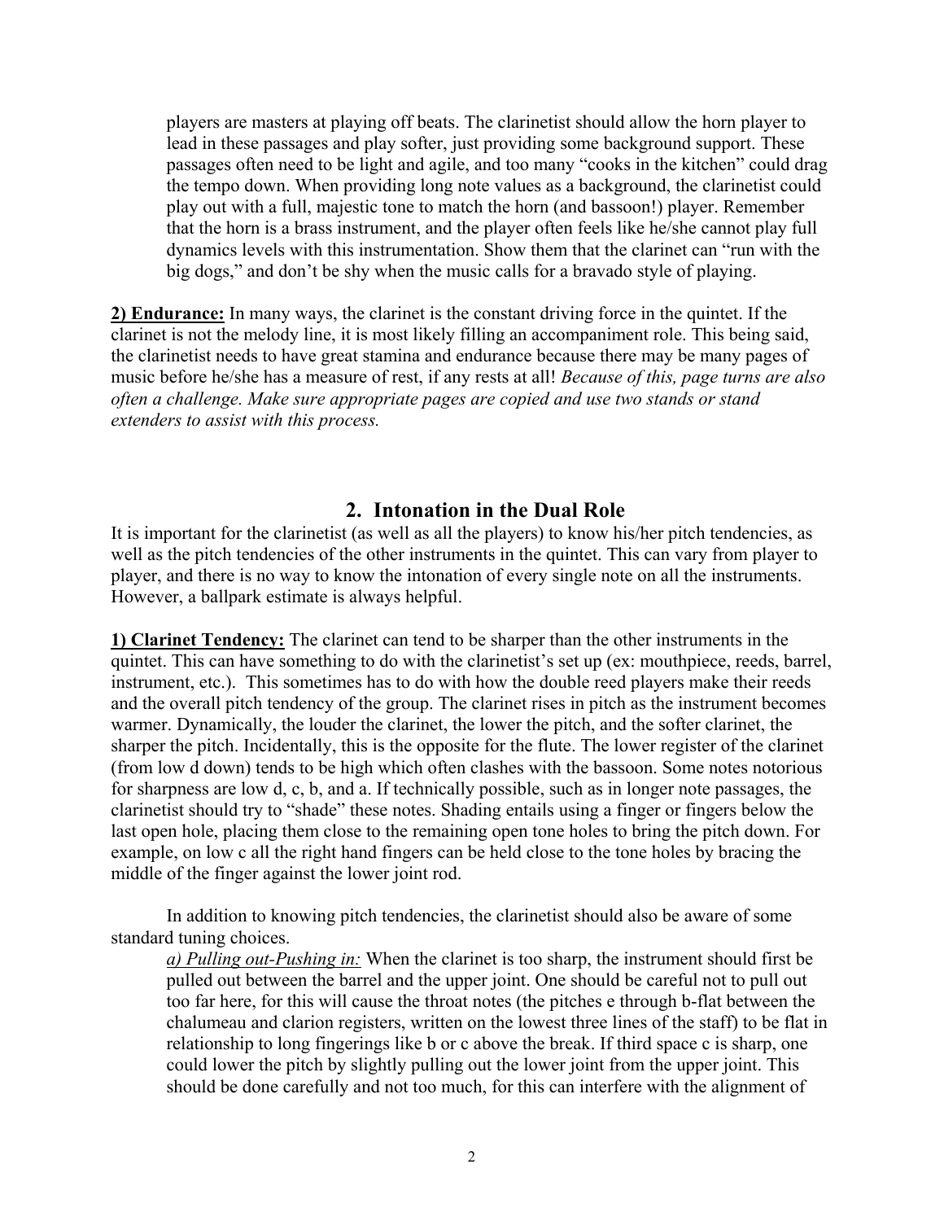players are masters at playing off beats. The clarinetist should allow the horn player to lead in these passages and play softer, just providing some background support. These passages often need to be light and agile, and too many "cooks in the kitchen" could drag the tempo down. When providing long note values as a background, the clarinetist could play out with a full, majestic tone to match the horn (and bassoon!) player. Remember that the horn is a brass instrument, and the player often feels like he/she cannot play full dynamics levels with this instrumentation. Show them that the clarinet can "run with the big dogs," and don't be shy when the music calls for a bravado style of playing.

**2) Endurance:** In many ways, the clarinet is the constant driving force in the quintet. If the clarinet is not the melody line, it is most likely filling an accompaniment role. This being said, the clarinetist needs to have great stamina and endurance because there may be many pages of music before he/she has a measure of rest, if any rests at all! *Because of this, page turns are also often a challenge. Make sure appropriate pages are copied and use two stands or stand extenders to assist with this process.*

## 2. Intonation in the Dual Role

It is important for the clarinetist (as well as all the players) to know his/her pitch tendencies, as well as the pitch tendencies of the other instruments in the quintet. This can vary from player to player, and there is no way to know the intonation of every single note on all the instruments. However, a ballpark estimate is always helpful.

**1) Clarinet Tendency:** The clarinet can tend to be sharper than the other instruments in the quintet. This can have something to do with the clarinetist's set up (ex: mouthpiece, reeds, barrel, instrument, etc.). This sometimes has to do with how the double reed players make their reeds and the overall pitch tendency of the group. The clarinet rises in pitch as the instrument becomes warmer. Dynamically, the louder the clarinet, the lower the pitch, and the softer clarinet, the sharper the pitch. Incidentally, this is the opposite for the flute. The lower register of the clarinet (from low d down) tends to be high which often clashes with the bassoon. Some notes notorious for sharpness are low d, c, b, and a. If technically possible, such as in longer note passages, the clarinetist should try to "shade" these notes. Shading entails using a finger or fingers below the last open hole, placing them close to the remaining open tone holes to bring the pitch down. For example, on low c all the right hand fingers can be held close to the tone holes by bracing the middle of the finger against the lower joint rod.

In addition to knowing pitch tendencies, the clarinetist should also be aware of some standard tuning choices.

*a) Pulling out-Pushing in:* When the clarinet is too sharp, the instrument should first be pulled out between the barrel and the upper joint. One should be careful not to pull out too far here, for this will cause the throat notes (the pitches e through b-flat between the chalumeau and clarion registers, written on the lowest three lines of the staff) to be flat in relationship to long fingerings like b or c above the break. If third space c is sharp, one could lower the pitch by slightly pulling out the lower joint from the upper joint. This should be done carefully and not too much, for this can interfere with the alignment of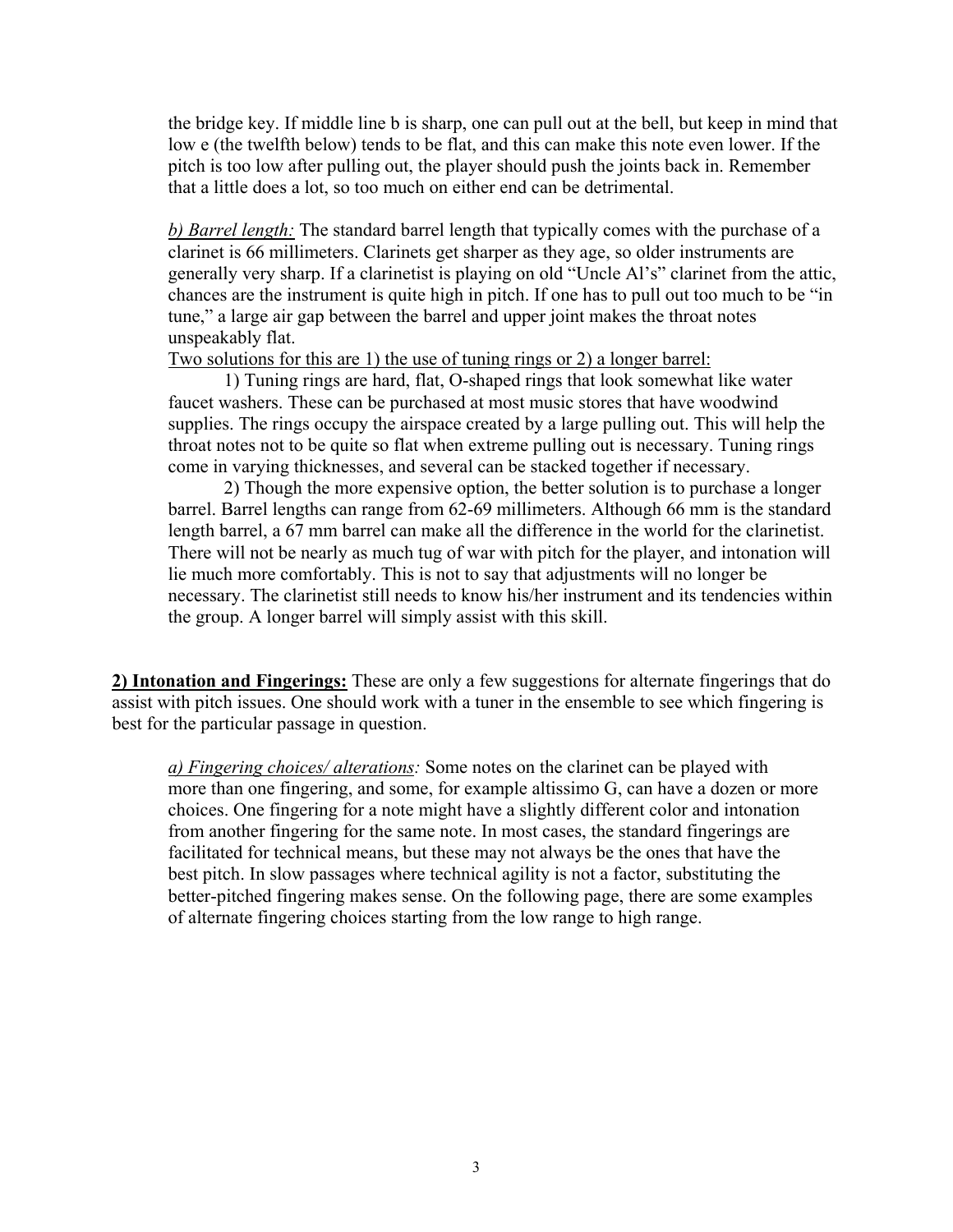the bridge key. If middle line b is sharp, one can pull out at the bell, but keep in mind that low e (the twelfth below) tends to be flat, and this can make this note even lower. If the pitch is too low after pulling out, the player should push the joints back in. Remember that a little does a lot, so too much on either end can be detrimental.

*<u>b) Barrel length:</u>* The standard barrel length that typically comes with the purchase of a clarinet is 66 millimeters. Clarinets get sharper as they age, so older instruments are generally very sharp. If a clarinetist is playing on old "Uncle Al's" clarinet from the attic, chances are the instrument is quite high in pitch. If one has to pull out too much to be "in tune," a large air gap between the barrel and upper joint makes the throat notes unspeakably flat.

<u>Two solutions for this are 1) the use of tuning rings or 2) a longer barrel:</u>

1) Tuning rings are hard, flat, O-shaped rings that look somewhat like water faucet washers. These can be purchased at most music stores that have woodwind supplies. The rings occupy the airspace created by a large pulling out. This will help the throat notes not to be quite so flat when extreme pulling out is necessary. Tuning rings come in varying thicknesses, and several can be stacked together if necessary.

2) Though the more expensive option, the better solution is to purchase a longer barrel. Barrel lengths can range from 62-69 millimeters. Although 66 mm is the standard length barrel, a 67 mm barrel can make all the difference in the world for the clarinetist. There will not be nearly as much tug of war with pitch for the player, and intonation will lie much more comfortably. This is not to say that adjustments will no longer be necessary. The clarinetist still needs to know his/her instrument and its tendencies within the group. A longer barrel will simply assist with this skill.

**<u>2) Intonation and Fingerings:</u>** These are only a few suggestions for alternate fingerings that do assist with pitch issues. One should work with a tuner in the ensemble to see which fingering is best for the particular passage in question.

*<u>a) Fingering choices/ alterations</u>:* Some notes on the clarinet can be played with more than one fingering, and some, for example altissimo G, can have a dozen or more choices. One fingering for a note might have a slightly different color and intonation from another fingering for the same note. In most cases, the standard fingerings are facilitated for technical means, but these may not always be the ones that have the best pitch. In slow passages where technical agility is not a factor, substituting the better-pitched fingering makes sense. On the following page, there are some examples of alternate fingering choices starting from the low range to high range.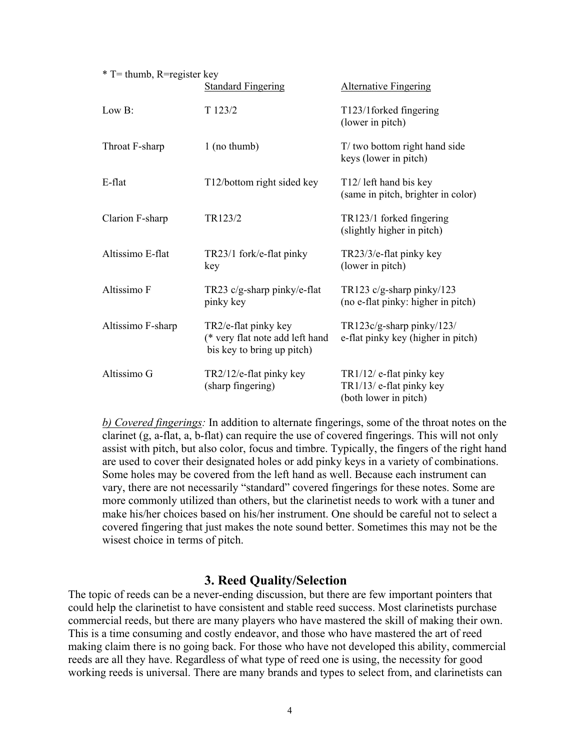| * T= thumb, R=register key | Standard Fingering | Alternative Fingering |
|---|---|---|
| Low B: | T 123/2 | T123/1forked fingering (lower in pitch) |
| Throat F-sharp | 1 (no thumb) | T/ two bottom right hand side keys (lower in pitch) |
| E-flat | T12/bottom right sided key | T12/ left hand bis key (same in pitch, brighter in color) |
| Clarion F-sharp | TR123/2 | TR123/1 forked fingering (slightly higher in pitch) |
| Altissimo E-flat | TR23/1 fork/e-flat pinky key | TR23/3/e-flat pinky key (lower in pitch) |
| Altissimo F | TR23 c/g-sharp pinky/e-flat pinky key | TR123 c/g-sharp pinky/123 (no e-flat pinky: higher in pitch) |
| Altissimo F-sharp | TR2/e-flat pinky key (* very flat note add left hand bis key to bring up pitch) | TR123c/g-sharp pinky/123/ e-flat pinky key (higher in pitch) |
| Altissimo G | TR2/12/e-flat pinky key (sharp fingering) | TR1/12/ e-flat pinky key TR1/13/ e-flat pinky key (both lower in pitch) |

*b) Covered fingerings:* In addition to alternate fingerings, some of the throat notes on the clarinet (g, a-flat, a, b-flat) can require the use of covered fingerings. This will not only assist with pitch, but also color, focus and timbre. Typically, the fingers of the right hand are used to cover their designated holes or add pinky keys in a variety of combinations. Some holes may be covered from the left hand as well. Because each instrument can vary, there are not necessarily "standard" covered fingerings for these notes. Some are more commonly utilized than others, but the clarinetist needs to work with a tuner and make his/her choices based on his/her instrument. One should be careful not to select a covered fingering that just makes the note sound better. Sometimes this may not be the wisest choice in terms of pitch.

## 3. Reed Quality/Selection

The topic of reeds can be a never-ending discussion, but there are few important pointers that could help the clarinetist to have consistent and stable reed success. Most clarinetists purchase commercial reeds, but there are many players who have mastered the skill of making their own. This is a time consuming and costly endeavor, and those who have mastered the art of reed making claim there is no going back. For those who have not developed this ability, commercial reeds are all they have. Regardless of what type of reed one is using, the necessity for good working reeds is universal. There are many brands and types to select from, and clarinetists can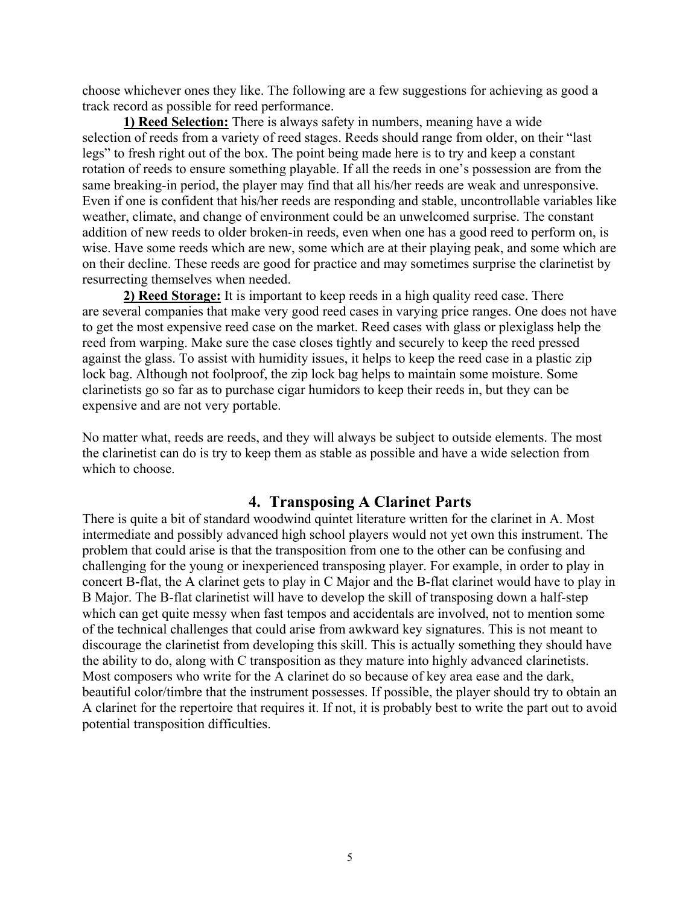choose whichever ones they like. The following are a few suggestions for achieving as good a track record as possible for reed performance.

**1) Reed Selection:** There is always safety in numbers, meaning have a wide selection of reeds from a variety of reed stages. Reeds should range from older, on their "last legs" to fresh right out of the box. The point being made here is to try and keep a constant rotation of reeds to ensure something playable. If all the reeds in one's possession are from the same breaking-in period, the player may find that all his/her reeds are weak and unresponsive. Even if one is confident that his/her reeds are responding and stable, uncontrollable variables like weather, climate, and change of environment could be an unwelcomed surprise. The constant addition of new reeds to older broken-in reeds, even when one has a good reed to perform on, is wise. Have some reeds which are new, some which are at their playing peak, and some which are on their decline. These reeds are good for practice and may sometimes surprise the clarinetist by resurrecting themselves when needed.

**2) Reed Storage:** It is important to keep reeds in a high quality reed case. There are several companies that make very good reed cases in varying price ranges. One does not have to get the most expensive reed case on the market. Reed cases with glass or plexiglass help the reed from warping. Make sure the case closes tightly and securely to keep the reed pressed against the glass. To assist with humidity issues, it helps to keep the reed case in a plastic zip lock bag. Although not foolproof, the zip lock bag helps to maintain some moisture. Some clarinetists go so far as to purchase cigar humidors to keep their reeds in, but they can be expensive and are not very portable.

No matter what, reeds are reeds, and they will always be subject to outside elements. The most the clarinetist can do is try to keep them as stable as possible and have a wide selection from which to choose.

## 4. Transposing A Clarinet Parts

There is quite a bit of standard woodwind quintet literature written for the clarinet in A. Most intermediate and possibly advanced high school players would not yet own this instrument. The problem that could arise is that the transposition from one to the other can be confusing and challenging for the young or inexperienced transposing player. For example, in order to play in concert B-flat, the A clarinet gets to play in C Major and the B-flat clarinet would have to play in B Major. The B-flat clarinetist will have to develop the skill of transposing down a half-step which can get quite messy when fast tempos and accidentals are involved, not to mention some of the technical challenges that could arise from awkward key signatures. This is not meant to discourage the clarinetist from developing this skill. This is actually something they should have the ability to do, along with C transposition as they mature into highly advanced clarinetists. Most composers who write for the A clarinet do so because of key area ease and the dark, beautiful color/timbre that the instrument possesses. If possible, the player should try to obtain an A clarinet for the repertoire that requires it. If not, it is probably best to write the part out to avoid potential transposition difficulties.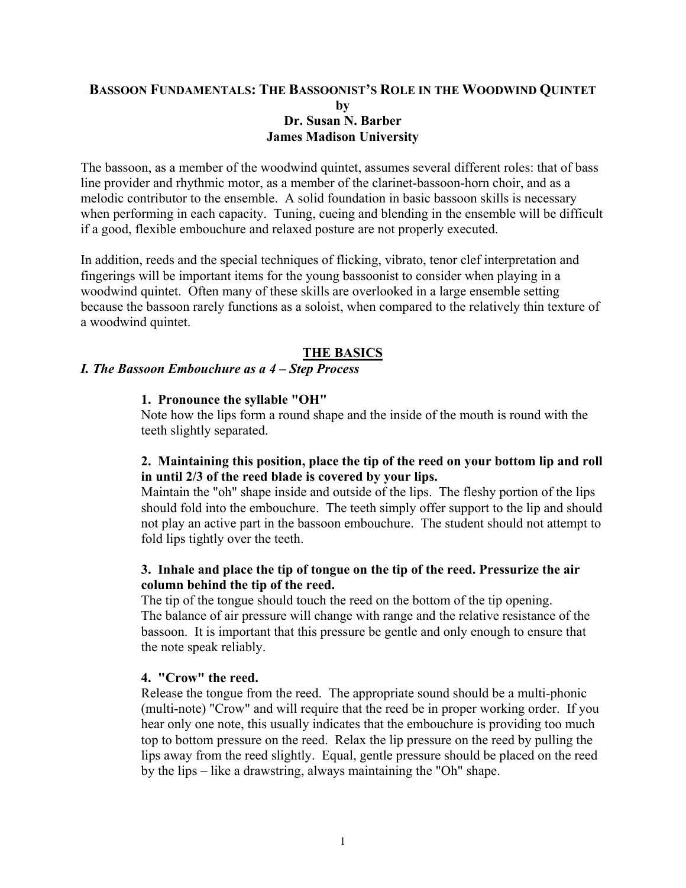# BASSOON FUNDAMENTALS: THE BASSOONIST'S ROLE IN THE WOODWIND QUINTET

**by**

**Dr. Susan N. Barber**

**James Madison University**

The bassoon, as a member of the woodwind quintet, assumes several different roles: that of bass line provider and rhythmic motor, as a member of the clarinet-bassoon-horn choir, and as a melodic contributor to the ensemble. A solid foundation in basic bassoon skills is necessary when performing in each capacity. Tuning, cueing and blending in the ensemble will be difficult if a good, flexible embouchure and relaxed posture are not properly executed.

In addition, reeds and the special techniques of flicking, vibrato, tenor clef interpretation and fingerings will be important items for the young bassoonist to consider when playing in a woodwind quintet. Often many of these skills are overlooked in a large ensemble setting because the bassoon rarely functions as a soloist, when compared to the relatively thin texture of a woodwind quintet.

## THE BASICS

### *I. The Bassoon Embouchure as a 4 – Step Process*

**1. Pronounce the syllable "OH"**

Note how the lips form a round shape and the inside of the mouth is round with the teeth slightly separated.

**2. Maintaining this position, place the tip of the reed on your bottom lip and roll in until 2/3 of the reed blade is covered by your lips.**

Maintain the "oh" shape inside and outside of the lips. The fleshy portion of the lips should fold into the embouchure. The teeth simply offer support to the lip and should not play an active part in the bassoon embouchure. The student should not attempt to fold lips tightly over the teeth.

**3. Inhale and place the tip of tongue on the tip of the reed. Pressurize the air column behind the tip of the reed.**

The tip of the tongue should touch the reed on the bottom of the tip opening. The balance of air pressure will change with range and the relative resistance of the bassoon. It is important that this pressure be gentle and only enough to ensure that the note speak reliably.

**4. "Crow" the reed.**

Release the tongue from the reed. The appropriate sound should be a multi-phonic (multi-note) "Crow" and will require that the reed be in proper working order. If you hear only one note, this usually indicates that the embouchure is providing too much top to bottom pressure on the reed. Relax the lip pressure on the reed by pulling the lips away from the reed slightly. Equal, gentle pressure should be placed on the reed by the lips – like a drawstring, always maintaining the "Oh" shape.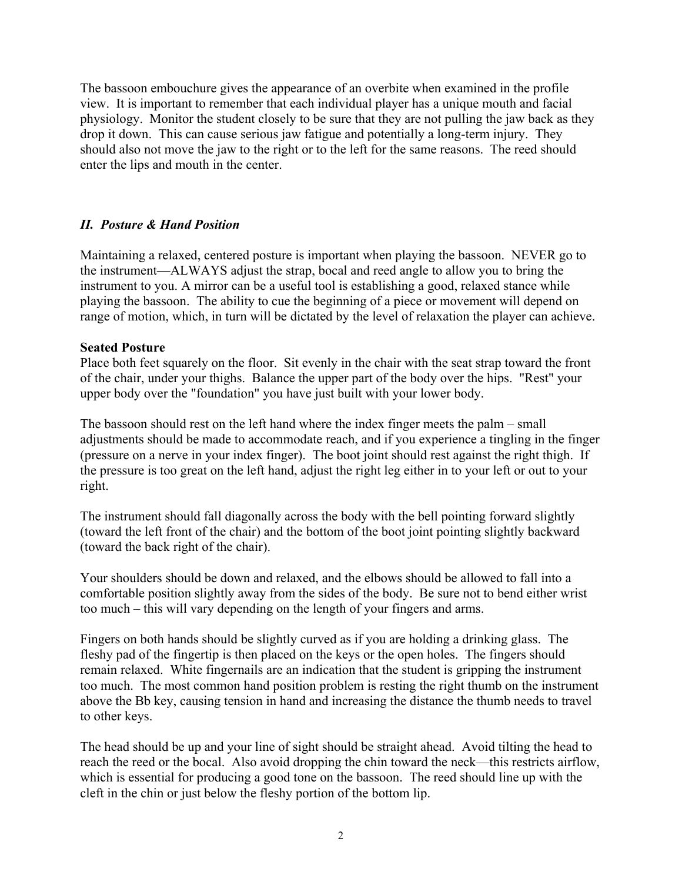The bassoon embouchure gives the appearance of an overbite when examined in the profile view. It is important to remember that each individual player has a unique mouth and facial physiology. Monitor the student closely to be sure that they are not pulling the jaw back as they drop it down. This can cause serious jaw fatigue and potentially a long-term injury. They should also not move the jaw to the right or to the left for the same reasons. The reed should enter the lips and mouth in the center.

## *II. Posture & Hand Position*

Maintaining a relaxed, centered posture is important when playing the bassoon. NEVER go to the instrument—ALWAYS adjust the strap, bocal and reed angle to allow you to bring the instrument to you. A mirror can be a useful tool is establishing a good, relaxed stance while playing the bassoon. The ability to cue the beginning of a piece or movement will depend on range of motion, which, in turn will be dictated by the level of relaxation the player can achieve.

**Seated Posture**
Place both feet squarely on the floor. Sit evenly in the chair with the seat strap toward the front of the chair, under your thighs. Balance the upper part of the body over the hips. "Rest" your upper body over the "foundation" you have just built with your lower body.

The bassoon should rest on the left hand where the index finger meets the palm – small adjustments should be made to accommodate reach, and if you experience a tingling in the finger (pressure on a nerve in your index finger). The boot joint should rest against the right thigh. If the pressure is too great on the left hand, adjust the right leg either in to your left or out to your right.

The instrument should fall diagonally across the body with the bell pointing forward slightly (toward the left front of the chair) and the bottom of the boot joint pointing slightly backward (toward the back right of the chair).

Your shoulders should be down and relaxed, and the elbows should be allowed to fall into a comfortable position slightly away from the sides of the body. Be sure not to bend either wrist too much – this will vary depending on the length of your fingers and arms.

Fingers on both hands should be slightly curved as if you are holding a drinking glass. The fleshy pad of the fingertip is then placed on the keys or the open holes. The fingers should remain relaxed. White fingernails are an indication that the student is gripping the instrument too much. The most common hand position problem is resting the right thumb on the instrument above the Bb key, causing tension in hand and increasing the distance the thumb needs to travel to other keys.

The head should be up and your line of sight should be straight ahead. Avoid tilting the head to reach the reed or the bocal. Also avoid dropping the chin toward the neck—this restricts airflow, which is essential for producing a good tone on the bassoon. The reed should line up with the cleft in the chin or just below the fleshy portion of the bottom lip.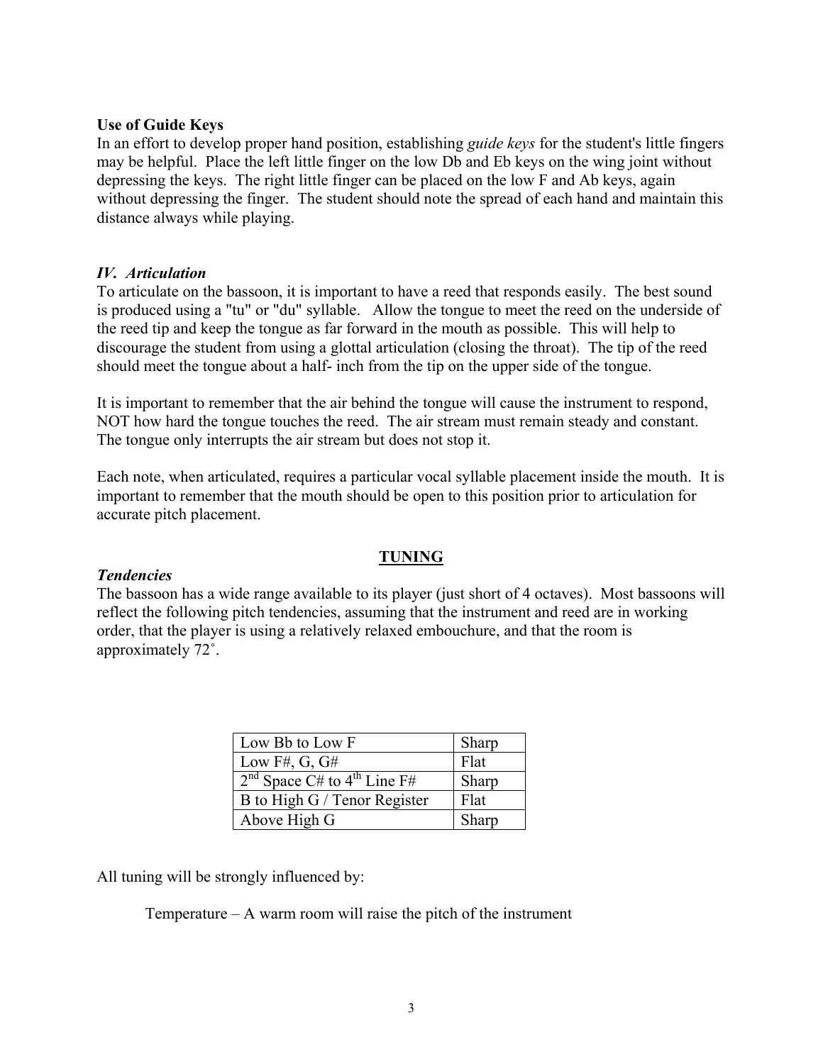**Use of Guide Keys**
In an effort to develop proper hand position, establishing *guide keys* for the student's little fingers may be helpful. Place the left little finger on the low Db and Eb keys on the wing joint without depressing the keys. The right little finger can be placed on the low F and Ab keys, again without depressing the finger. The student should note the spread of each hand and maintain this distance always while playing.

### *IV. Articulation*

To articulate on the bassoon, it is important to have a reed that responds easily. The best sound is produced using a "tu" or "du" syllable. Allow the tongue to meet the reed on the underside of the reed tip and keep the tongue as far forward in the mouth as possible. This will help to discourage the student from using a glottal articulation (closing the throat). The tip of the reed should meet the tongue about a half- inch from the tip on the upper side of the tongue.

It is important to remember that the air behind the tongue will cause the instrument to respond, NOT how hard the tongue touches the reed. The air stream must remain steady and constant. The tongue only interrupts the air stream but does not stop it.

Each note, when articulated, requires a particular vocal syllable placement inside the mouth. It is important to remember that the mouth should be open to this position prior to articulation for accurate pitch placement.

## **TUNING**

### *Tendencies*

The bassoon has a wide range available to its player (just short of 4 octaves). Most bassoons will reflect the following pitch tendencies, assuming that the instrument and reed are in working order, that the player is using a relatively relaxed embouchure, and that the room is approximately 72˚.

| | |
|---|---|
| Low Bb to Low F | Sharp |
| Low F#, G, G# | Flat |
| 2nd Space C# to 4th Line F# | Sharp |
| B to High G / Tenor Register | Flat |
| Above High G | Sharp |

All tuning will be strongly influenced by:

Temperature – A warm room will raise the pitch of the instrument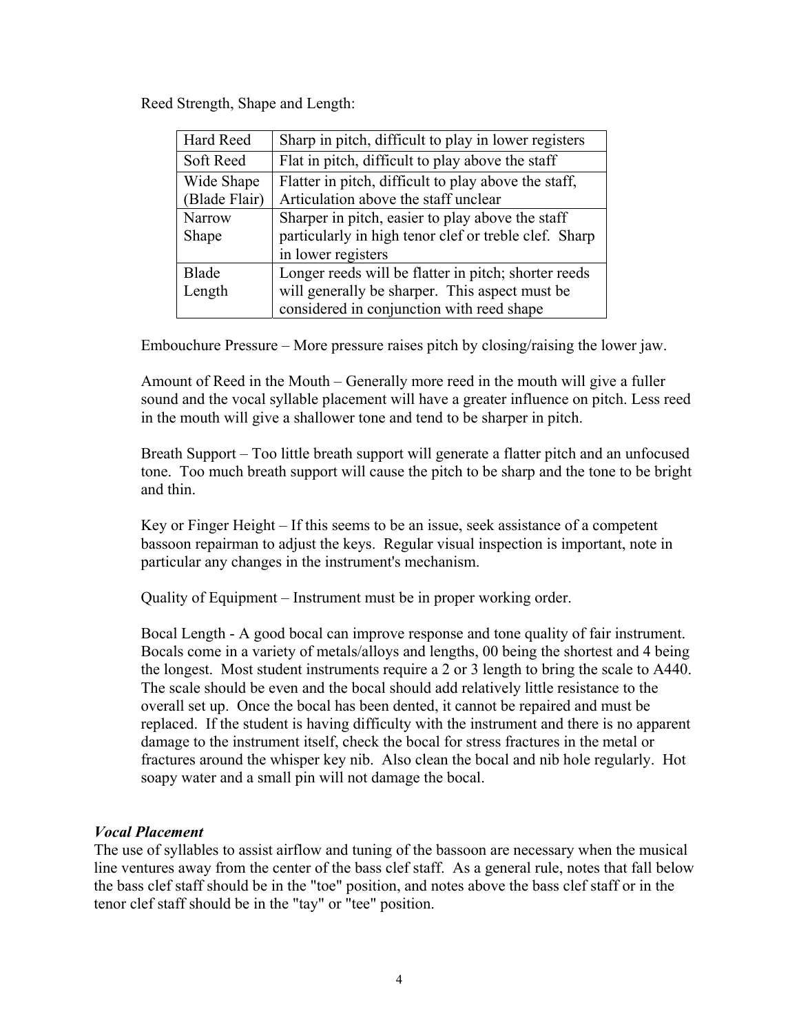Reed Strength, Shape and Length:

| | |
|---|---|
| Hard Reed | Sharp in pitch, difficult to play in lower registers |
| Soft Reed | Flat in pitch, difficult to play above the staff |
| Wide Shape (Blade Flair) | Flatter in pitch, difficult to play above the staff, Articulation above the staff unclear |
| Narrow Shape | Sharper in pitch, easier to play above the staff particularly in high tenor clef or treble clef. Sharp in lower registers |
| Blade Length | Longer reeds will be flatter in pitch; shorter reeds will generally be sharper. This aspect must be considered in conjunction with reed shape |

Embouchure Pressure – More pressure raises pitch by closing/raising the lower jaw.

Amount of Reed in the Mouth – Generally more reed in the mouth will give a fuller sound and the vocal syllable placement will have a greater influence on pitch. Less reed in the mouth will give a shallower tone and tend to be sharper in pitch.

Breath Support – Too little breath support will generate a flatter pitch and an unfocused tone. Too much breath support will cause the pitch to be sharp and the tone to be bright and thin.

Key or Finger Height – If this seems to be an issue, seek assistance of a competent bassoon repairman to adjust the keys. Regular visual inspection is important, note in particular any changes in the instrument's mechanism.

Quality of Equipment – Instrument must be in proper working order.

Bocal Length - A good bocal can improve response and tone quality of fair instrument. Bocals come in a variety of metals/alloys and lengths, 00 being the shortest and 4 being the longest. Most student instruments require a 2 or 3 length to bring the scale to A440. The scale should be even and the bocal should add relatively little resistance to the overall set up. Once the bocal has been dented, it cannot be repaired and must be replaced. If the student is having difficulty with the instrument and there is no apparent damage to the instrument itself, check the bocal for stress fractures in the metal or fractures around the whisper key nib. Also clean the bocal and nib hole regularly. Hot soapy water and a small pin will not damage the bocal.

***Vocal Placement***

The use of syllables to assist airflow and tuning of the bassoon are necessary when the musical line ventures away from the center of the bass clef staff. As a general rule, notes that fall below the bass clef staff should be in the "toe" position, and notes above the bass clef staff or in the tenor clef staff should be in the "tay" or "tee" position.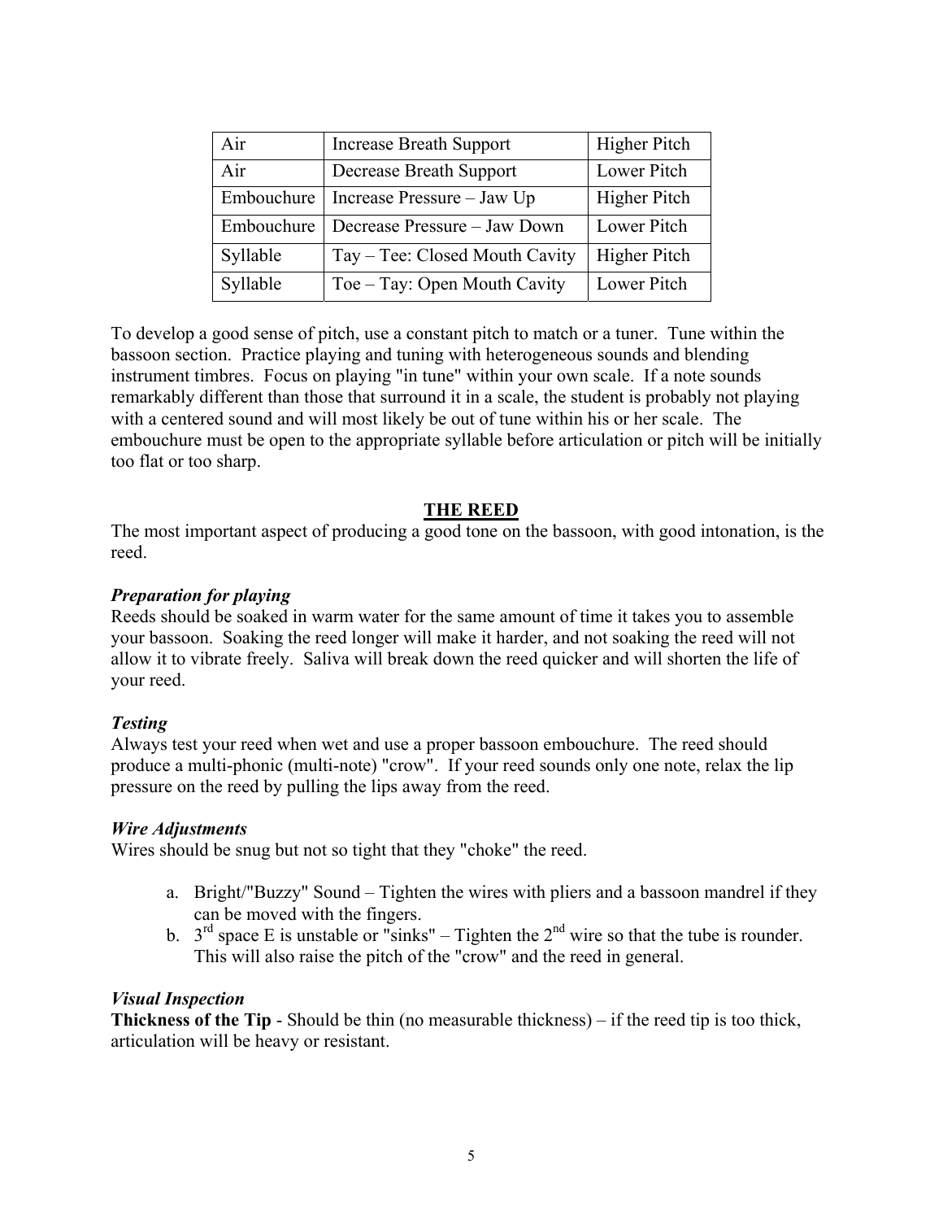| Air | Increase Breath Support | Higher Pitch |
| --- | --- | --- |
| Air | Decrease Breath Support | Lower Pitch |
| Embouchure | Increase Pressure – Jaw Up | Higher Pitch |
| Embouchure | Decrease Pressure – Jaw Down | Lower Pitch |
| Syllable | Tay – Tee: Closed Mouth Cavity | Higher Pitch |
| Syllable | Toe – Tay: Open Mouth Cavity | Lower Pitch |

To develop a good sense of pitch, use a constant pitch to match or a tuner. Tune within the bassoon section. Practice playing and tuning with heterogeneous sounds and blending instrument timbres. Focus on playing "in tune" within your own scale. If a note sounds remarkably different than those that surround it in a scale, the student is probably not playing with a centered sound and will most likely be out of tune within his or her scale. The embouchure must be open to the appropriate syllable before articulation or pitch will be initially too flat or too sharp.

## THE REED

The most important aspect of producing a good tone on the bassoon, with good intonation, is the reed.

### *Preparation for playing*

Reeds should be soaked in warm water for the same amount of time it takes you to assemble your bassoon. Soaking the reed longer will make it harder, and not soaking the reed will not allow it to vibrate freely. Saliva will break down the reed quicker and will shorten the life of your reed.

### *Testing*

Always test your reed when wet and use a proper bassoon embouchure. The reed should produce a multi-phonic (multi-note) "crow". If your reed sounds only one note, relax the lip pressure on the reed by pulling the lips away from the reed.

### *Wire Adjustments*

Wires should be snug but not so tight that they "choke" the reed.

a. Bright/"Buzzy" Sound – Tighten the wires with pliers and a bassoon mandrel if they can be moved with the fingers.
b. 3rd space E is unstable or "sinks" – Tighten the 2nd wire so that the tube is rounder. This will also raise the pitch of the "crow" and the reed in general.

### *Visual Inspection*

**Thickness of the Tip** - Should be thin (no measurable thickness) – if the reed tip is too thick, articulation will be heavy or resistant.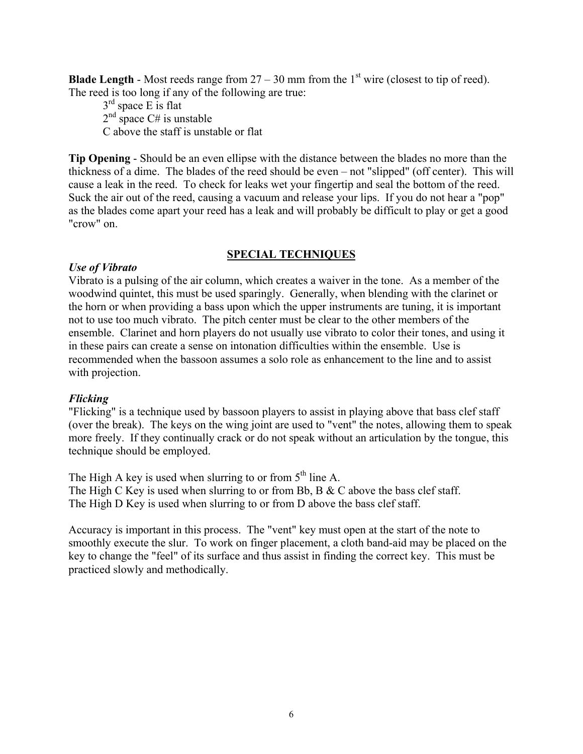**Blade Length** - Most reeds range from 27 – 30 mm from the 1st wire (closest to tip of reed). The reed is too long if any of the following are true:

3rd space E is flat
2nd space C# is unstable
C above the staff is unstable or flat

**Tip Opening** - Should be an even ellipse with the distance between the blades no more than the thickness of a dime. The blades of the reed should be even – not "slipped" (off center). This will cause a leak in the reed. To check for leaks wet your fingertip and seal the bottom of the reed. Suck the air out of the reed, causing a vacuum and release your lips. If you do not hear a "pop" as the blades come apart your reed has a leak and will probably be difficult to play or get a good "crow" on.

## SPECIAL TECHNIQUES

### *Use of Vibrato*

Vibrato is a pulsing of the air column, which creates a waiver in the tone. As a member of the woodwind quintet, this must be used sparingly. Generally, when blending with the clarinet or the horn or when providing a bass upon which the upper instruments are tuning, it is important not to use too much vibrato. The pitch center must be clear to the other members of the ensemble. Clarinet and horn players do not usually use vibrato to color their tones, and using it in these pairs can create a sense on intonation difficulties within the ensemble. Use is recommended when the bassoon assumes a solo role as enhancement to the line and to assist with projection.

### *Flicking*

"Flicking" is a technique used by bassoon players to assist in playing above that bass clef staff (over the break). The keys on the wing joint are used to "vent" the notes, allowing them to speak more freely. If they continually crack or do not speak without an articulation by the tongue, this technique should be employed.

The High A key is used when slurring to or from 5th line A.
The High C Key is used when slurring to or from Bb, B & C above the bass clef staff.
The High D Key is used when slurring to or from D above the bass clef staff.

Accuracy is important in this process. The "vent" key must open at the start of the note to smoothly execute the slur. To work on finger placement, a cloth band-aid may be placed on the key to change the "feel" of its surface and thus assist in finding the correct key. This must be practiced slowly and methodically.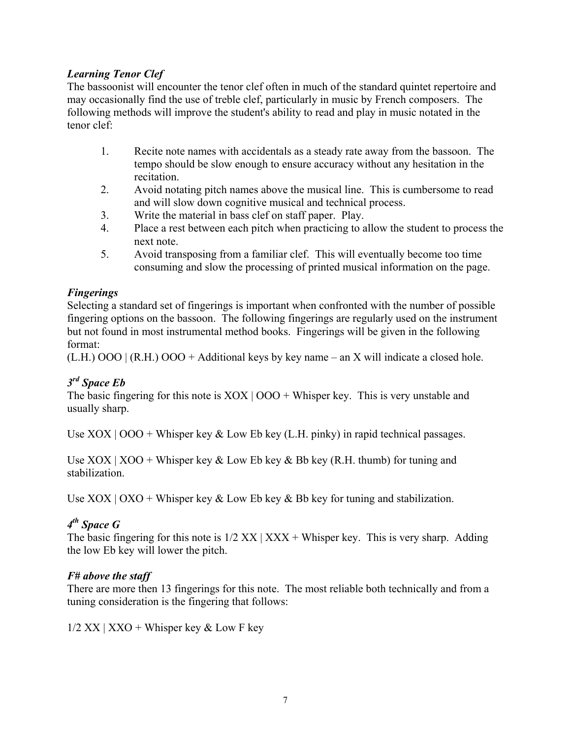### *Learning Tenor Clef*

The bassoonist will encounter the tenor clef often in much of the standard quintet repertoire and may occasionally find the use of treble clef, particularly in music by French composers. The following methods will improve the student's ability to read and play in music notated in the tenor clef:

1. Recite note names with accidentals as a steady rate away from the bassoon. The tempo should be slow enough to ensure accuracy without any hesitation in the recitation.
2. Avoid notating pitch names above the musical line. This is cumbersome to read and will slow down cognitive musical and technical process.
3. Write the material in bass clef on staff paper. Play.
4. Place a rest between each pitch when practicing to allow the student to process the next note.
5. Avoid transposing from a familiar clef. This will eventually become too time consuming and slow the processing of printed musical information on the page.

### *Fingerings*

Selecting a standard set of fingerings is important when confronted with the number of possible fingering options on the bassoon. The following fingerings are regularly used on the instrument but not found in most instrumental method books. Fingerings will be given in the following format:

(L.H.) OOO | (R.H.) OOO + Additional keys by key name – an X will indicate a closed hole.

### *3rd Space Eb*

The basic fingering for this note is XOX | OOO + Whisper key. This is very unstable and usually sharp.

Use XOX | OOO + Whisper key & Low Eb key (L.H. pinky) in rapid technical passages.

Use XOX | XOO + Whisper key & Low Eb key & Bb key (R.H. thumb) for tuning and stabilization.

Use XOX | OXO + Whisper key & Low Eb key & Bb key for tuning and stabilization.

### *4th Space G*

The basic fingering for this note is 1/2 XX | XXX + Whisper key. This is very sharp. Adding the low Eb key will lower the pitch.

### *F# above the staff*

There are more then 13 fingerings for this note. The most reliable both technically and from a tuning consideration is the fingering that follows:

1/2 XX | XXO + Whisper key & Low F key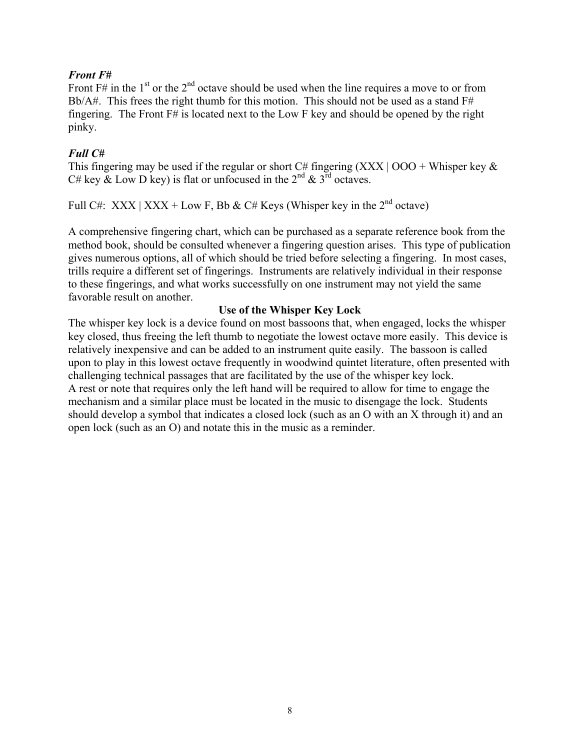### *Front F#*

Front F# in the 1st or the 2nd octave should be used when the line requires a move to or from Bb/A#. This frees the right thumb for this motion. This should not be used as a stand F# fingering. The Front F# is located next to the Low F key and should be opened by the right pinky.

### *Full C#*

This fingering may be used if the regular or short C# fingering (XXX | OOO + Whisper key & C# key & Low D key) is flat or unfocused in the 2nd & 3rd octaves.

Full C#: XXX | XXX + Low F, Bb & C# Keys (Whisper key in the 2nd octave)

A comprehensive fingering chart, which can be purchased as a separate reference book from the method book, should be consulted whenever a fingering question arises. This type of publication gives numerous options, all of which should be tried before selecting a fingering. In most cases, trills require a different set of fingerings. Instruments are relatively individual in their response to these fingerings, and what works successfully on one instrument may not yield the same favorable result on another.

## Use of the Whisper Key Lock

The whisper key lock is a device found on most bassoons that, when engaged, locks the whisper key closed, thus freeing the left thumb to negotiate the lowest octave more easily. This device is relatively inexpensive and can be added to an instrument quite easily. The bassoon is called upon to play in this lowest octave frequently in woodwind quintet literature, often presented with challenging technical passages that are facilitated by the use of the whisper key lock.

A rest or note that requires only the left hand will be required to allow for time to engage the mechanism and a similar place must be located in the music to disengage the lock. Students should develop a symbol that indicates a closed lock (such as an O with an X through it) and an open lock (such as an O) and notate this in the music as a reminder.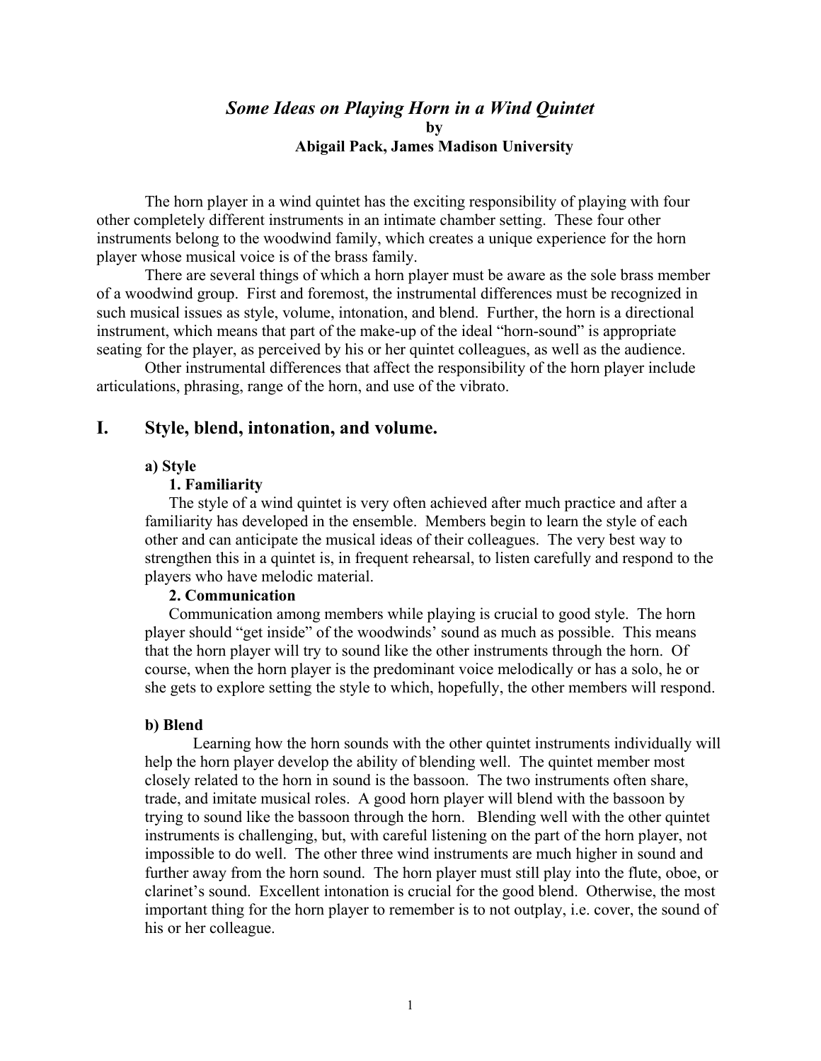# *Some Ideas on Playing Horn in a Wind Quintet*

**by**

**Abigail Pack, James Madison University**

The horn player in a wind quintet has the exciting responsibility of playing with four other completely different instruments in an intimate chamber setting. These four other instruments belong to the woodwind family, which creates a unique experience for the horn player whose musical voice is of the brass family.

There are several things of which a horn player must be aware as the sole brass member of a woodwind group. First and foremost, the instrumental differences must be recognized in such musical issues as style, volume, intonation, and blend. Further, the horn is a directional instrument, which means that part of the make-up of the ideal "horn-sound" is appropriate seating for the player, as perceived by his or her quintet colleagues, as well as the audience.

Other instrumental differences that affect the responsibility of the horn player include articulations, phrasing, range of the horn, and use of the vibrato.

## I. Style, blend, intonation, and volume.

### a) Style

#### 1. Familiarity

The style of a wind quintet is very often achieved after much practice and after a familiarity has developed in the ensemble. Members begin to learn the style of each other and can anticipate the musical ideas of their colleagues. The very best way to strengthen this in a quintet is, in frequent rehearsal, to listen carefully and respond to the players who have melodic material.

#### 2. Communication

Communication among members while playing is crucial to good style. The horn player should "get inside" of the woodwinds' sound as much as possible. This means that the horn player will try to sound like the other instruments through the horn. Of course, when the horn player is the predominant voice melodically or has a solo, he or she gets to explore setting the style to which, hopefully, the other members will respond.

### b) Blend

Learning how the horn sounds with the other quintet instruments individually will help the horn player develop the ability of blending well. The quintet member most closely related to the horn in sound is the bassoon. The two instruments often share, trade, and imitate musical roles. A good horn player will blend with the bassoon by trying to sound like the bassoon through the horn. Blending well with the other quintet instruments is challenging, but, with careful listening on the part of the horn player, not impossible to do well. The other three wind instruments are much higher in sound and further away from the horn sound. The horn player must still play into the flute, oboe, or clarinet's sound. Excellent intonation is crucial for the good blend. Otherwise, the most important thing for the horn player to remember is to not outplay, i.e. cover, the sound of his or her colleague.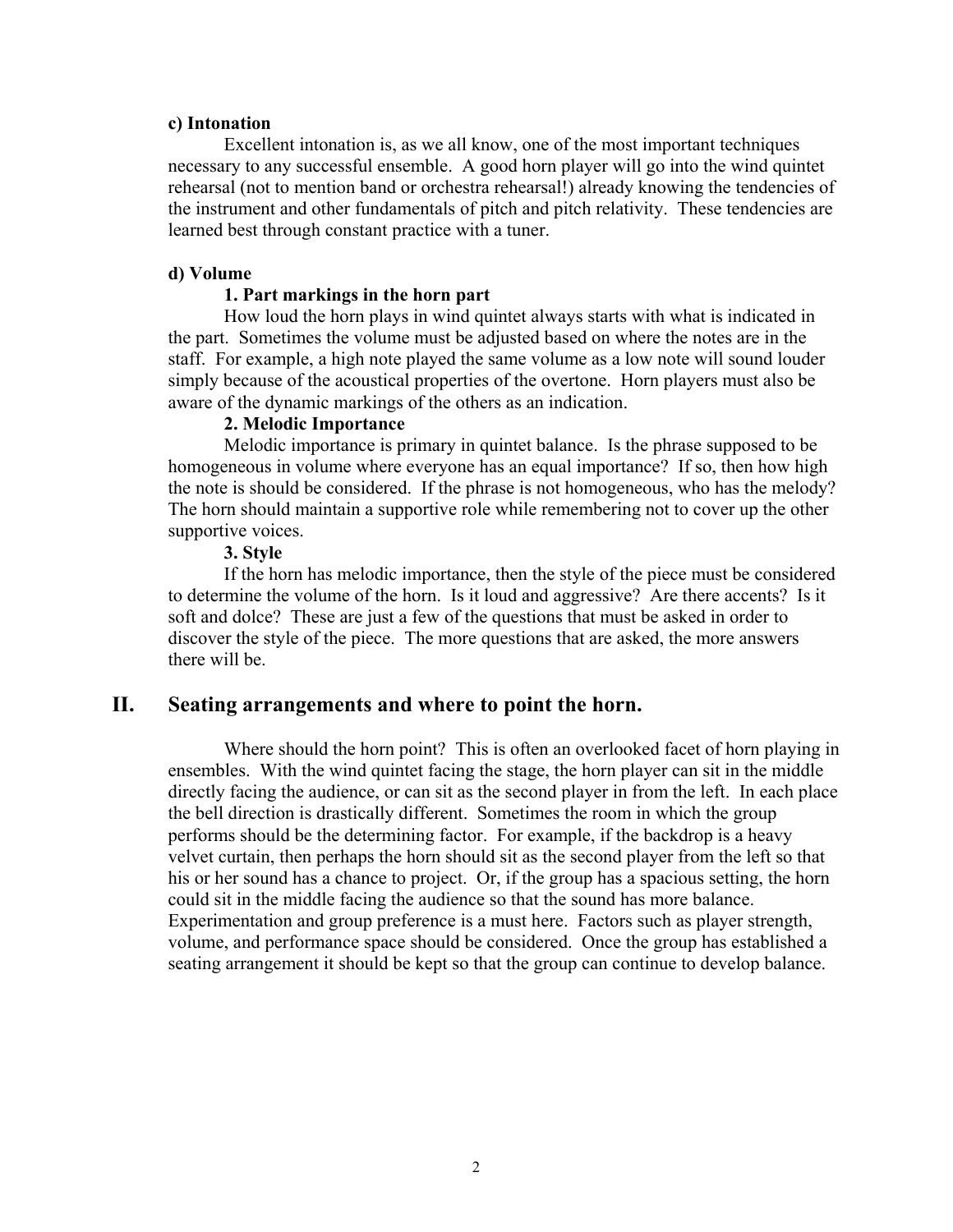**c) Intonation**

Excellent intonation is, as we all know, one of the most important techniques necessary to any successful ensemble. A good horn player will go into the wind quintet rehearsal (not to mention band or orchestra rehearsal!) already knowing the tendencies of the instrument and other fundamentals of pitch and pitch relativity. These tendencies are learned best through constant practice with a tuner.

**d) Volume**

**1. Part markings in the horn part**

How loud the horn plays in wind quintet always starts with what is indicated in the part. Sometimes the volume must be adjusted based on where the notes are in the staff. For example, a high note played the same volume as a low note will sound louder simply because of the acoustical properties of the overtone. Horn players must also be aware of the dynamic markings of the others as an indication.

**2. Melodic Importance**

Melodic importance is primary in quintet balance. Is the phrase supposed to be homogeneous in volume where everyone has an equal importance? If so, then how high the note is should be considered. If the phrase is not homogeneous, who has the melody? The horn should maintain a supportive role while remembering not to cover up the other supportive voices.

**3. Style**

If the horn has melodic importance, then the style of the piece must be considered to determine the volume of the horn. Is it loud and aggressive? Are there accents? Is it soft and dolce? These are just a few of the questions that must be asked in order to discover the style of the piece. The more questions that are asked, the more answers there will be.

## II. Seating arrangements and where to point the horn.

Where should the horn point? This is often an overlooked facet of horn playing in ensembles. With the wind quintet facing the stage, the horn player can sit in the middle directly facing the audience, or can sit as the second player in from the left. In each place the bell direction is drastically different. Sometimes the room in which the group performs should be the determining factor. For example, if the backdrop is a heavy velvet curtain, then perhaps the horn should sit as the second player from the left so that his or her sound has a chance to project. Or, if the group has a spacious setting, the horn could sit in the middle facing the audience so that the sound has more balance. Experimentation and group preference is a must here. Factors such as player strength, volume, and performance space should be considered. Once the group has established a seating arrangement it should be kept so that the group can continue to develop balance.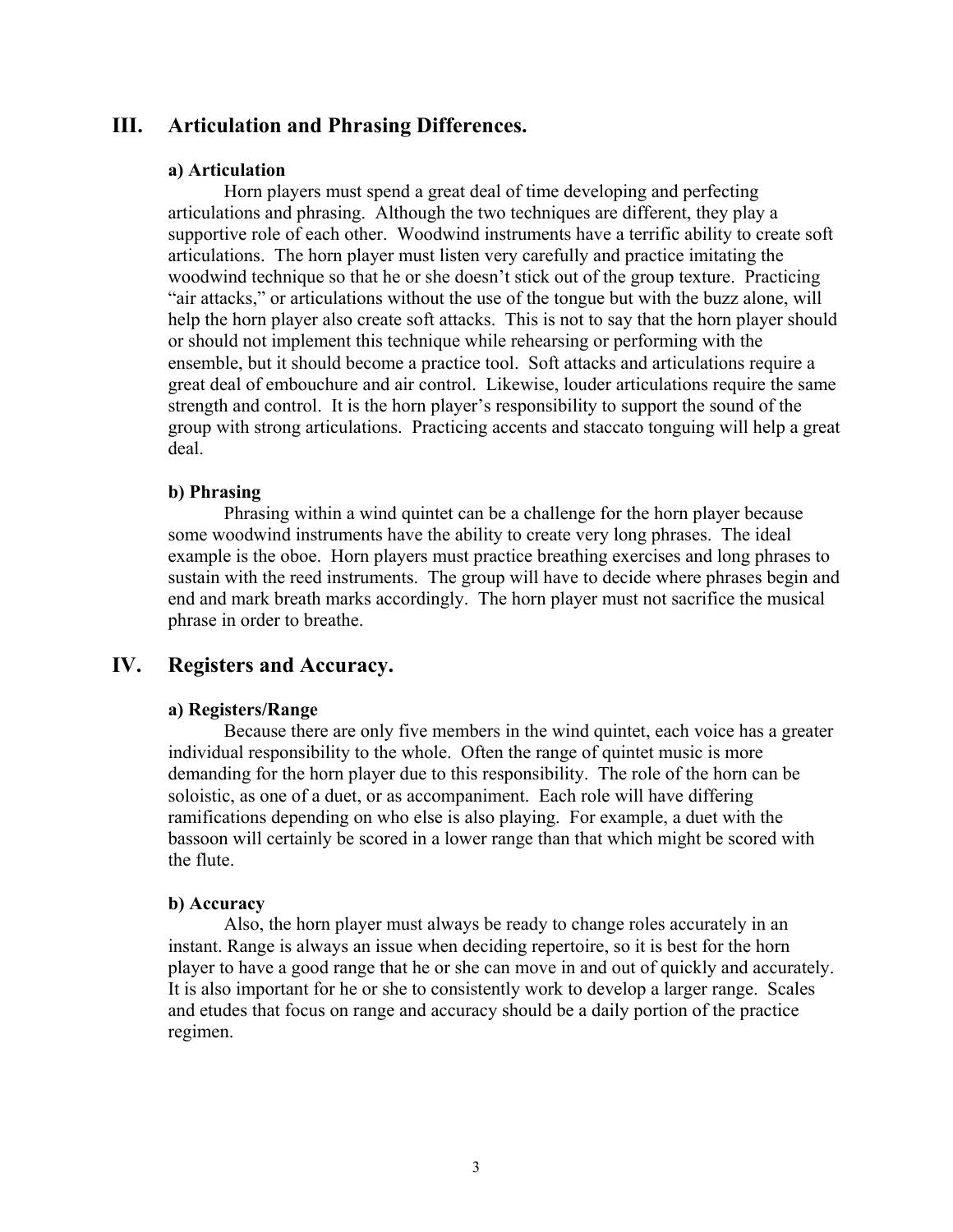## III. Articulation and Phrasing Differences.

### a) Articulation

Horn players must spend a great deal of time developing and perfecting articulations and phrasing. Although the two techniques are different, they play a supportive role of each other. Woodwind instruments have a terrific ability to create soft articulations. The horn player must listen very carefully and practice imitating the woodwind technique so that he or she doesn't stick out of the group texture. Practicing "air attacks," or articulations without the use of the tongue but with the buzz alone, will help the horn player also create soft attacks. This is not to say that the horn player should or should not implement this technique while rehearsing or performing with the ensemble, but it should become a practice tool. Soft attacks and articulations require a great deal of embouchure and air control. Likewise, louder articulations require the same strength and control. It is the horn player's responsibility to support the sound of the group with strong articulations. Practicing accents and staccato tonguing will help a great deal.

### b) Phrasing

Phrasing within a wind quintet can be a challenge for the horn player because some woodwind instruments have the ability to create very long phrases. The ideal example is the oboe. Horn players must practice breathing exercises and long phrases to sustain with the reed instruments. The group will have to decide where phrases begin and end and mark breath marks accordingly. The horn player must not sacrifice the musical phrase in order to breathe.

## IV. Registers and Accuracy.

### a) Registers/Range

Because there are only five members in the wind quintet, each voice has a greater individual responsibility to the whole. Often the range of quintet music is more demanding for the horn player due to this responsibility. The role of the horn can be soloistic, as one of a duet, or as accompaniment. Each role will have differing ramifications depending on who else is also playing. For example, a duet with the bassoon will certainly be scored in a lower range than that which might be scored with the flute.

### b) Accuracy

Also, the horn player must always be ready to change roles accurately in an instant. Range is always an issue when deciding repertoire, so it is best for the horn player to have a good range that he or she can move in and out of quickly and accurately. It is also important for he or she to consistently work to develop a larger range. Scales and etudes that focus on range and accuracy should be a daily portion of the practice regimen.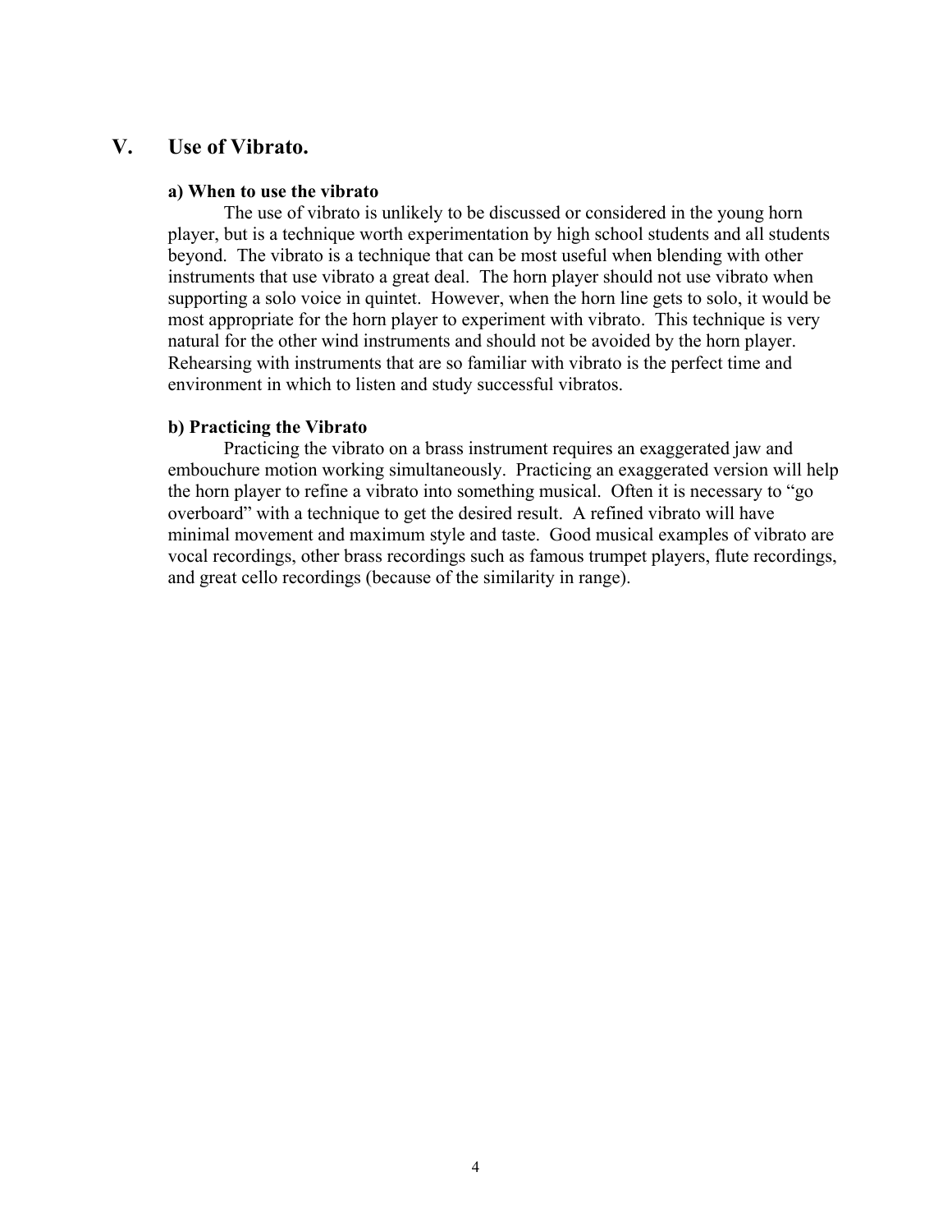## V. Use of Vibrato.

### a) When to use the vibrato

The use of vibrato is unlikely to be discussed or considered in the young horn player, but is a technique worth experimentation by high school students and all students beyond. The vibrato is a technique that can be most useful when blending with other instruments that use vibrato a great deal. The horn player should not use vibrato when supporting a solo voice in quintet. However, when the horn line gets to solo, it would be most appropriate for the horn player to experiment with vibrato. This technique is very natural for the other wind instruments and should not be avoided by the horn player. Rehearsing with instruments that are so familiar with vibrato is the perfect time and environment in which to listen and study successful vibratos.

### b) Practicing the Vibrato

Practicing the vibrato on a brass instrument requires an exaggerated jaw and embouchure motion working simultaneously. Practicing an exaggerated version will help the horn player to refine a vibrato into something musical. Often it is necessary to "go overboard" with a technique to get the desired result. A refined vibrato will have minimal movement and maximum style and taste. Good musical examples of vibrato are vocal recordings, other brass recordings such as famous trumpet players, flute recordings, and great cello recordings (because of the similarity in range).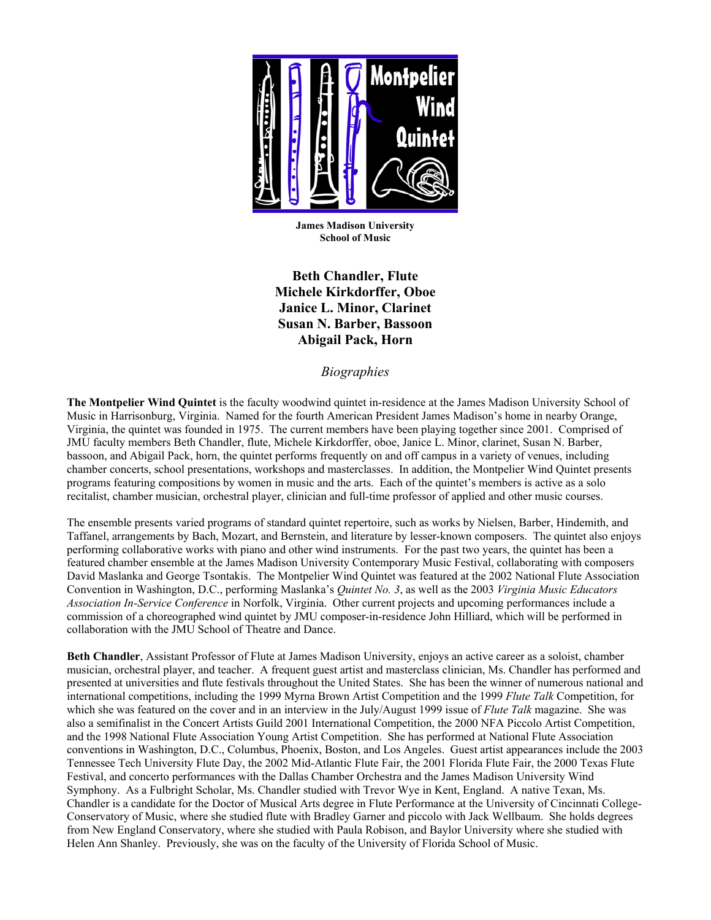**James Madison University**
**School of Music**

## Beth Chandler, Flute
## Michele Kirkdorffer, Oboe
## Janice L. Minor, Clarinet
## Susan N. Barber, Bassoon
## Abigail Pack, Horn

*Biographies*

**The Montpelier Wind Quintet** is the faculty woodwind quintet in-residence at the James Madison University School of Music in Harrisonburg, Virginia. Named for the fourth American President James Madison's home in nearby Orange, Virginia, the quintet was founded in 1975. The current members have been playing together since 2001. Comprised of JMU faculty members Beth Chandler, flute, Michele Kirkdorffer, oboe, Janice L. Minor, clarinet, Susan N. Barber, bassoon, and Abigail Pack, horn, the quintet performs frequently on and off campus in a variety of venues, including chamber concerts, school presentations, workshops and masterclasses. In addition, the Montpelier Wind Quintet presents programs featuring compositions by women in music and the arts. Each of the quintet's members is active as a solo recitalist, chamber musician, orchestral player, clinician and full-time professor of applied and other music courses.

The ensemble presents varied programs of standard quintet repertoire, such as works by Nielsen, Barber, Hindemith, and Taffanel, arrangements by Bach, Mozart, and Bernstein, and literature by lesser-known composers. The quintet also enjoys performing collaborative works with piano and other wind instruments. For the past two years, the quintet has been a featured chamber ensemble at the James Madison University Contemporary Music Festival, collaborating with composers David Maslanka and George Tsontakis. The Montpelier Wind Quintet was featured at the 2002 National Flute Association Convention in Washington, D.C., performing Maslanka's *Quintet No. 3*, as well as the 2003 *Virginia Music Educators Association In-Service Conference* in Norfolk, Virginia. Other current projects and upcoming performances include a commission of a choreographed wind quintet by JMU composer-in-residence John Hilliard, which will be performed in collaboration with the JMU School of Theatre and Dance.

**Beth Chandler**, Assistant Professor of Flute at James Madison University, enjoys an active career as a soloist, chamber musician, orchestral player, and teacher. A frequent guest artist and masterclass clinician, Ms. Chandler has performed and presented at universities and flute festivals throughout the United States. She has been the winner of numerous national and international competitions, including the 1999 Myrna Brown Artist Competition and the 1999 *Flute Talk* Competition, for which she was featured on the cover and in an interview in the July/August 1999 issue of *Flute Talk* magazine. She was also a semifinalist in the Concert Artists Guild 2001 International Competition, the 2000 NFA Piccolo Artist Competition, and the 1998 National Flute Association Young Artist Competition. She has performed at National Flute Association conventions in Washington, D.C., Columbus, Phoenix, Boston, and Los Angeles. Guest artist appearances include the 2003 Tennessee Tech University Flute Day, the 2002 Mid-Atlantic Flute Fair, the 2001 Florida Flute Fair, the 2000 Texas Flute Festival, and concerto performances with the Dallas Chamber Orchestra and the James Madison University Wind Symphony. As a Fulbright Scholar, Ms. Chandler studied with Trevor Wye in Kent, England. A native Texan, Ms. Chandler is a candidate for the Doctor of Musical Arts degree in Flute Performance at the University of Cincinnati College-Conservatory of Music, where she studied flute with Bradley Garner and piccolo with Jack Wellbaum. She holds degrees from New England Conservatory, where she studied with Paula Robison, and Baylor University where she studied with Helen Ann Shanley. Previously, she was on the faculty of the University of Florida School of Music.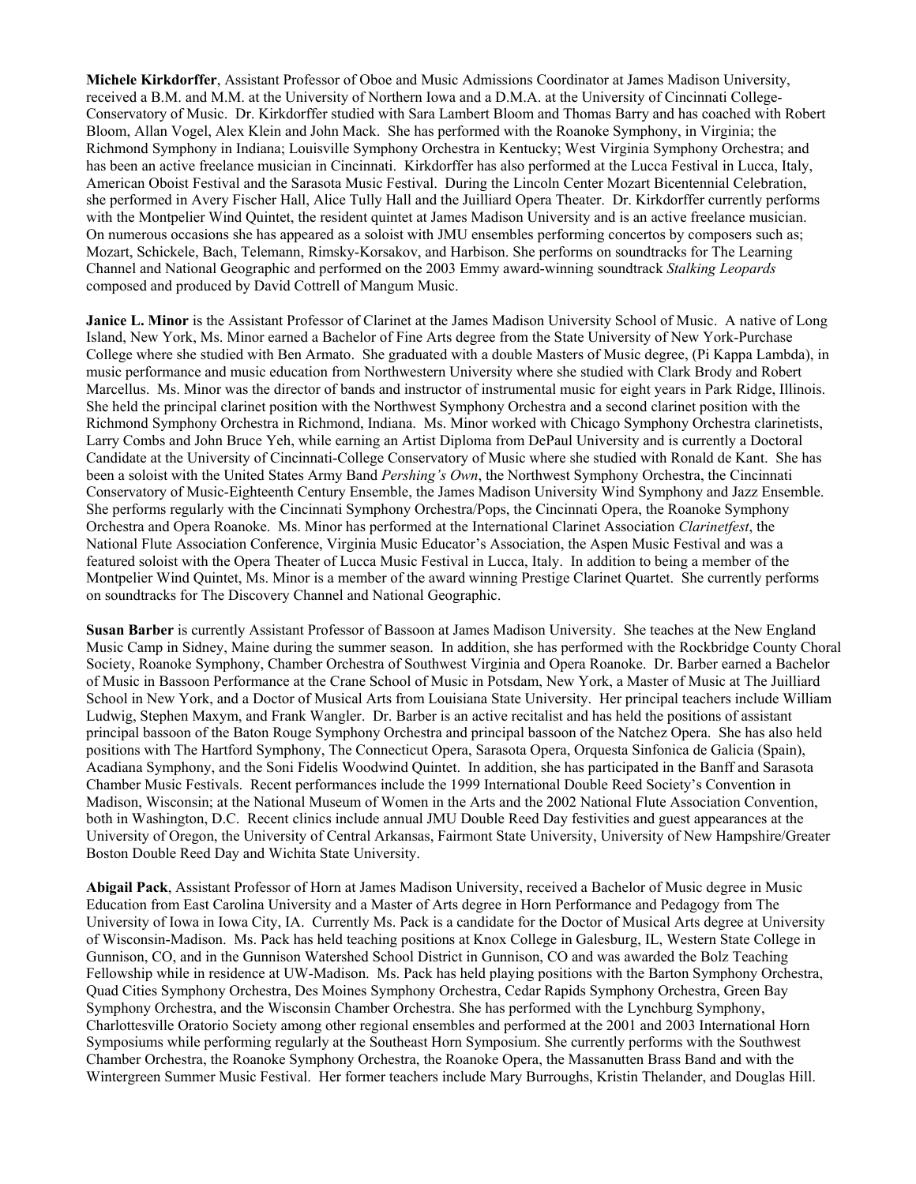**Michele Kirkdorffer**, Assistant Professor of Oboe and Music Admissions Coordinator at James Madison University, received a B.M. and M.M. at the University of Northern Iowa and a D.M.A. at the University of Cincinnati College-Conservatory of Music. Dr. Kirkdorffer studied with Sara Lambert Bloom and Thomas Barry and has coached with Robert Bloom, Allan Vogel, Alex Klein and John Mack. She has performed with the Roanoke Symphony, in Virginia; the Richmond Symphony in Indiana; Louisville Symphony Orchestra in Kentucky; West Virginia Symphony Orchestra; and has been an active freelance musician in Cincinnati. Kirkdorffer has also performed at the Lucca Festival in Lucca, Italy, American Oboist Festival and the Sarasota Music Festival. During the Lincoln Center Mozart Bicentennial Celebration, she performed in Avery Fischer Hall, Alice Tully Hall and the Juilliard Opera Theater. Dr. Kirkdorffer currently performs with the Montpelier Wind Quintet, the resident quintet at James Madison University and is an active freelance musician. On numerous occasions she has appeared as a soloist with JMU ensembles performing concertos by composers such as; Mozart, Schickele, Bach, Telemann, Rimsky-Korsakov, and Harbison. She performs on soundtracks for The Learning Channel and National Geographic and performed on the 2003 Emmy award-winning soundtrack *Stalking Leopards* composed and produced by David Cottrell of Mangum Music.

**Janice L. Minor** is the Assistant Professor of Clarinet at the James Madison University School of Music. A native of Long Island, New York, Ms. Minor earned a Bachelor of Fine Arts degree from the State University of New York-Purchase College where she studied with Ben Armato. She graduated with a double Masters of Music degree, (Pi Kappa Lambda), in music performance and music education from Northwestern University where she studied with Clark Brody and Robert Marcellus. Ms. Minor was the director of bands and instructor of instrumental music for eight years in Park Ridge, Illinois. She held the principal clarinet position with the Northwest Symphony Orchestra and a second clarinet position with the Richmond Symphony Orchestra in Richmond, Indiana. Ms. Minor worked with Chicago Symphony Orchestra clarinetists, Larry Combs and John Bruce Yeh, while earning an Artist Diploma from DePaul University and is currently a Doctoral Candidate at the University of Cincinnati-College Conservatory of Music where she studied with Ronald de Kant. She has been a soloist with the United States Army Band *Pershing's Own*, the Northwest Symphony Orchestra, the Cincinnati Conservatory of Music-Eighteenth Century Ensemble, the James Madison University Wind Symphony and Jazz Ensemble. She performs regularly with the Cincinnati Symphony Orchestra/Pops, the Cincinnati Opera, the Roanoke Symphony Orchestra and Opera Roanoke. Ms. Minor has performed at the International Clarinet Association *Clarinetfest*, the National Flute Association Conference, Virginia Music Educator's Association, the Aspen Music Festival and was a featured soloist with the Opera Theater of Lucca Music Festival in Lucca, Italy. In addition to being a member of the Montpelier Wind Quintet, Ms. Minor is a member of the award winning Prestige Clarinet Quartet. She currently performs on soundtracks for The Discovery Channel and National Geographic.

**Susan Barber** is currently Assistant Professor of Bassoon at James Madison University. She teaches at the New England Music Camp in Sidney, Maine during the summer season. In addition, she has performed with the Rockbridge County Choral Society, Roanoke Symphony, Chamber Orchestra of Southwest Virginia and Opera Roanoke. Dr. Barber earned a Bachelor of Music in Bassoon Performance at the Crane School of Music in Potsdam, New York, a Master of Music at The Juilliard School in New York, and a Doctor of Musical Arts from Louisiana State University. Her principal teachers include William Ludwig, Stephen Maxym, and Frank Wangler. Dr. Barber is an active recitalist and has held the positions of assistant principal bassoon of the Baton Rouge Symphony Orchestra and principal bassoon of the Natchez Opera. She has also held positions with The Hartford Symphony, The Connecticut Opera, Sarasota Opera, Orquesta Sinfonica de Galicia (Spain), Acadiana Symphony, and the Soni Fidelis Woodwind Quintet. In addition, she has participated in the Banff and Sarasota Chamber Music Festivals. Recent performances include the 1999 International Double Reed Society's Convention in Madison, Wisconsin; at the National Museum of Women in the Arts and the 2002 National Flute Association Convention, both in Washington, D.C. Recent clinics include annual JMU Double Reed Day festivities and guest appearances at the University of Oregon, the University of Central Arkansas, Fairmont State University, University of New Hampshire/Greater Boston Double Reed Day and Wichita State University.

**Abigail Pack**, Assistant Professor of Horn at James Madison University, received a Bachelor of Music degree in Music Education from East Carolina University and a Master of Arts degree in Horn Performance and Pedagogy from The University of Iowa in Iowa City, IA. Currently Ms. Pack is a candidate for the Doctor of Musical Arts degree at University of Wisconsin-Madison. Ms. Pack has held teaching positions at Knox College in Galesburg, IL, Western State College in Gunnison, CO, and in the Gunnison Watershed School District in Gunnison, CO and was awarded the Bolz Teaching Fellowship while in residence at UW-Madison. Ms. Pack has held playing positions with the Barton Symphony Orchestra, Quad Cities Symphony Orchestra, Des Moines Symphony Orchestra, Cedar Rapids Symphony Orchestra, Green Bay Symphony Orchestra, and the Wisconsin Chamber Orchestra. She has performed with the Lynchburg Symphony, Charlottesville Oratorio Society among other regional ensembles and performed at the 2001 and 2003 International Horn Symposiums while performing regularly at the Southeast Horn Symposium. She currently performs with the Southwest Chamber Orchestra, the Roanoke Symphony Orchestra, the Roanoke Opera, the Massanutten Brass Band and with the Wintergreen Summer Music Festival. Her former teachers include Mary Burroughs, Kristin Thelander, and Douglas Hill.